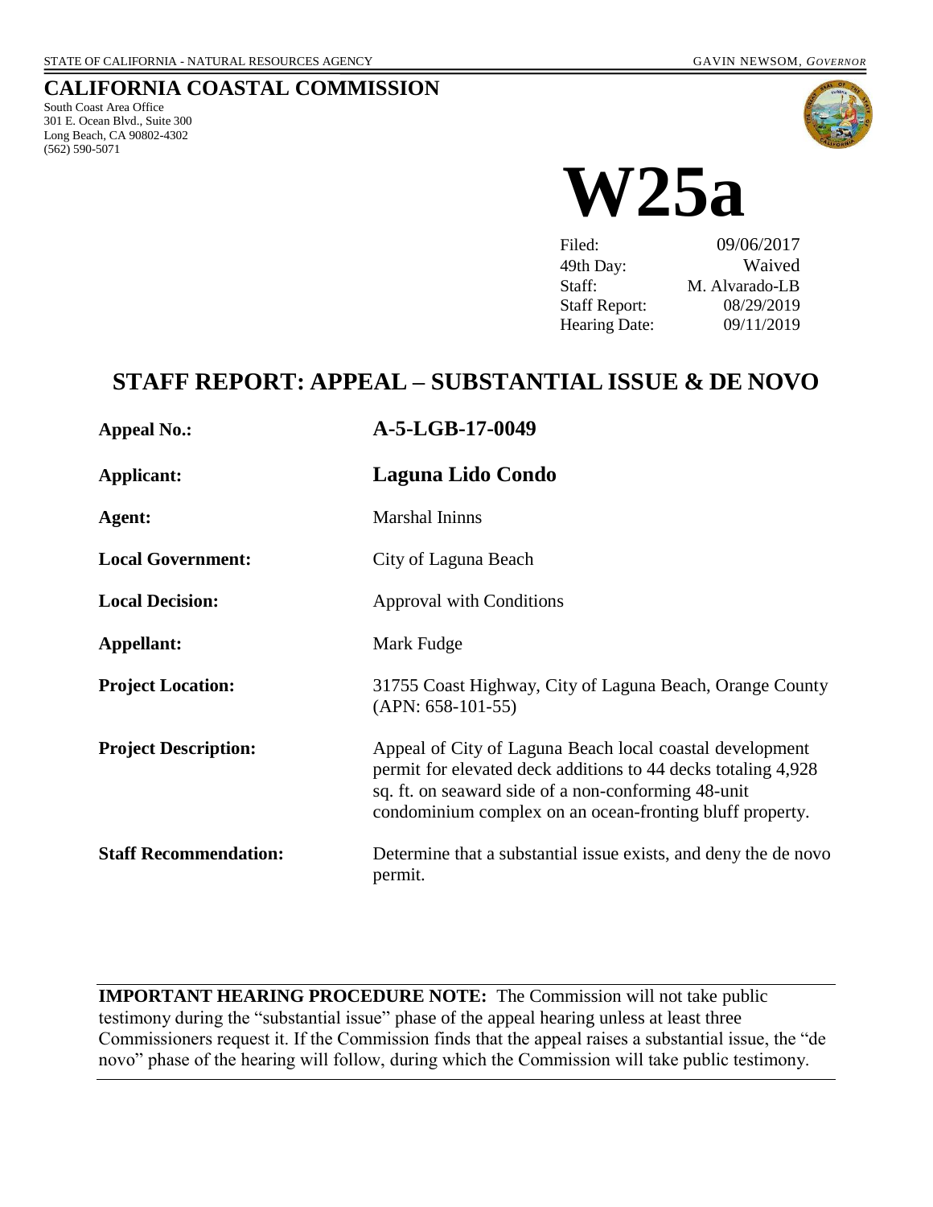STATE OF CALIFORNIA - NATURAL RESOURCES AGENCY GAVIN NEWSOM, *GOVERNOR*

# CALIFORNIA COASTAL COMMISSION

South Coast Area Office
301 E. Ocean Blvd., Suite 300
Long Beach, CA 90802-4302
(562) 590-5071

# W25a

| | |
|---|---|
| Filed: | 09/06/2017 |
| 49th Day: | Waived |
| Staff: | M. Alvarado-LB |
| Staff Report: | 08/29/2019 |
| Hearing Date: | 09/11/2019 |

## STAFF REPORT: APPEAL – SUBSTANTIAL ISSUE & DE NOVO

| | |
|---|---|
| **Appeal No.:** | **A-5-LGB-17-0049** |
| **Applicant:** | **Laguna Lido Condo** |
| **Agent:** | Marshal Ininns |
| **Local Government:** | City of Laguna Beach |
| **Local Decision:** | Approval with Conditions |
| **Appellant:** | Mark Fudge |
| **Project Location:** | 31755 Coast Highway, City of Laguna Beach, Orange County (APN: 658-101-55) |
| **Project Description:** | Appeal of City of Laguna Beach local coastal development permit for elevated deck additions to 44 decks totaling 4,928 sq. ft. on seaward side of a non-conforming 48-unit condominium complex on an ocean-fronting bluff property. |
| **Staff Recommendation:** | Determine that a substantial issue exists, and deny the de novo permit. |

**IMPORTANT HEARING PROCEDURE NOTE:** The Commission will not take public testimony during the "substantial issue" phase of the appeal hearing unless at least three Commissioners request it. If the Commission finds that the appeal raises a substantial issue, the "de novo" phase of the hearing will follow, during which the Commission will take public testimony.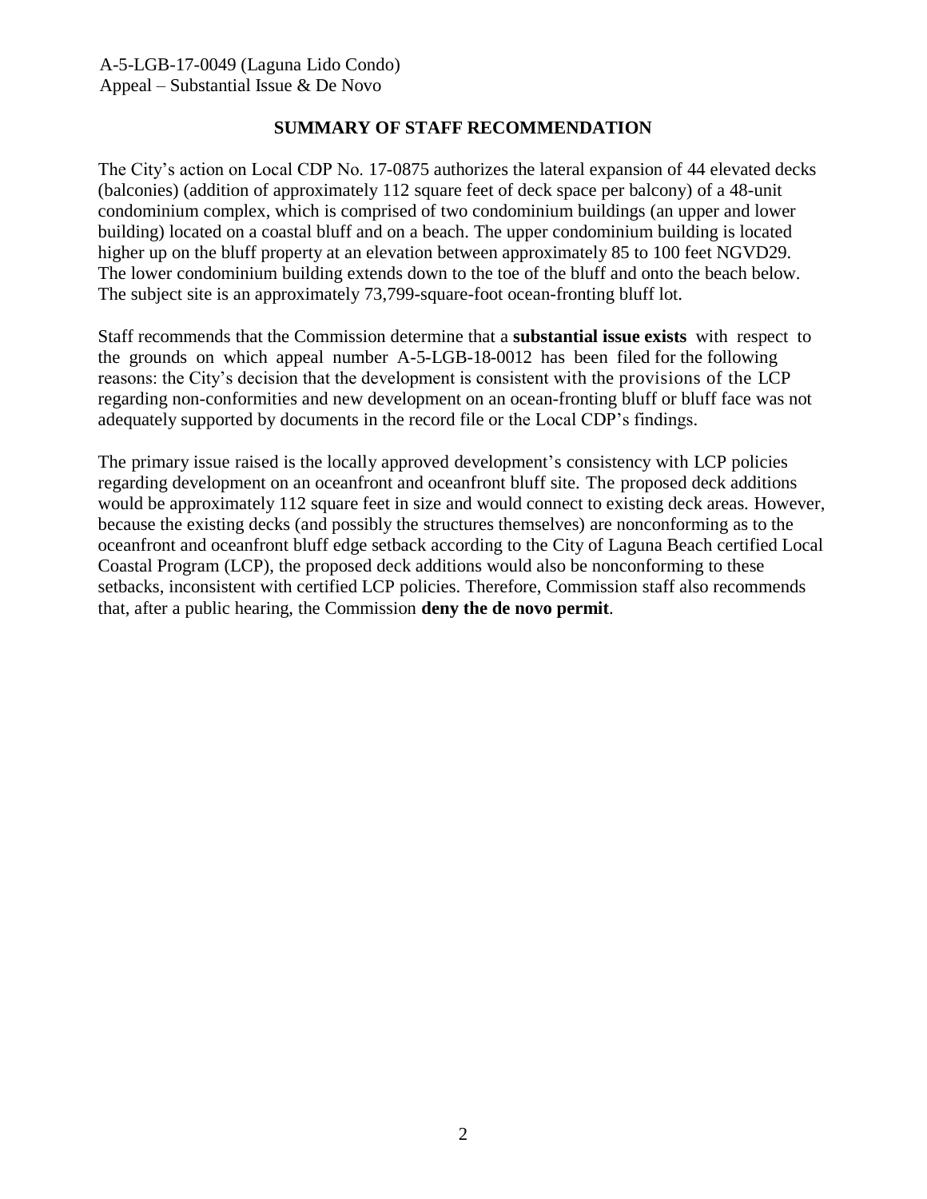## SUMMARY OF STAFF RECOMMENDATION

The City's action on Local CDP No. 17-0875 authorizes the lateral expansion of 44 elevated decks (balconies) (addition of approximately 112 square feet of deck space per balcony) of a 48-unit condominium complex, which is comprised of two condominium buildings (an upper and lower building) located on a coastal bluff and on a beach. The upper condominium building is located higher up on the bluff property at an elevation between approximately 85 to 100 feet NGVD29. The lower condominium building extends down to the toe of the bluff and onto the beach below. The subject site is an approximately 73,799-square-foot ocean-fronting bluff lot.

Staff recommends that the Commission determine that a **substantial issue exists** with respect to the grounds on which appeal number A-5-LGB-18-0012 has been filed for the following reasons: the City's decision that the development is consistent with the provisions of the LCP regarding non-conformities and new development on an ocean-fronting bluff or bluff face was not adequately supported by documents in the record file or the Local CDP's findings.

The primary issue raised is the locally approved development's consistency with LCP policies regarding development on an oceanfront and oceanfront bluff site. The proposed deck additions would be approximately 112 square feet in size and would connect to existing deck areas. However, because the existing decks (and possibly the structures themselves) are nonconforming as to the oceanfront and oceanfront bluff edge setback according to the City of Laguna Beach certified Local Coastal Program (LCP), the proposed deck additions would also be nonconforming to these setbacks, inconsistent with certified LCP policies. Therefore, Commission staff also recommends that, after a public hearing, the Commission **deny the de novo permit**.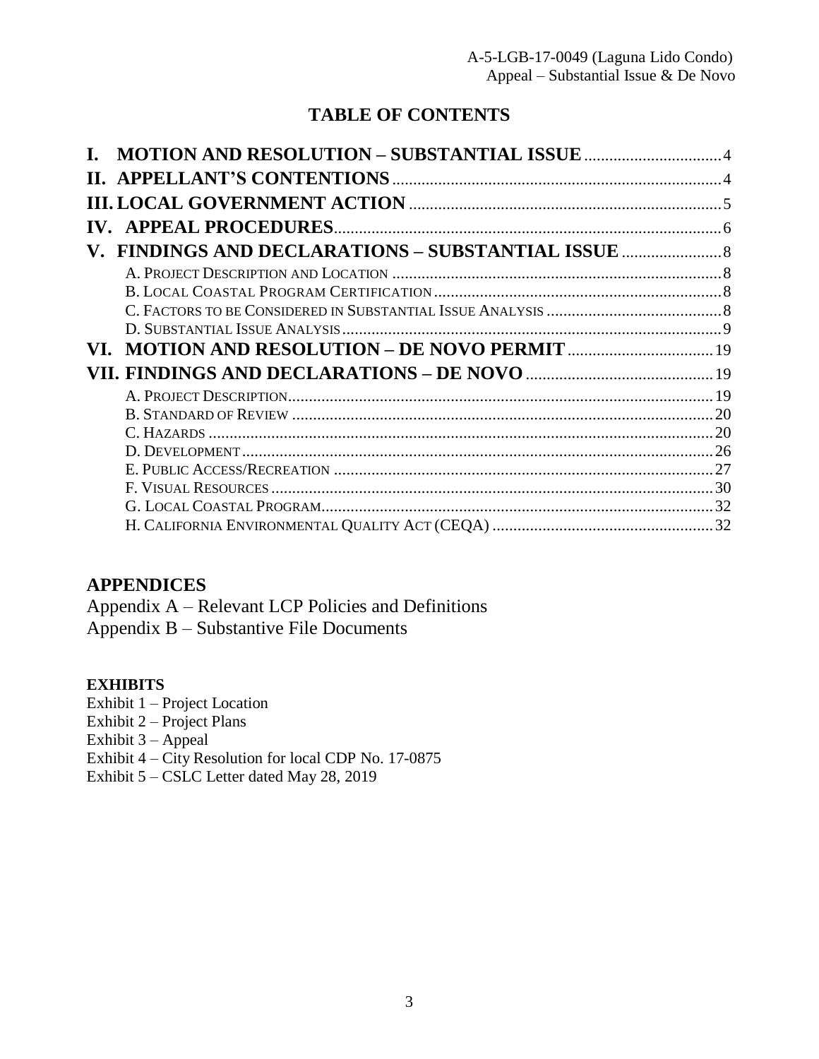## TABLE OF CONTENTS

**I. MOTION AND RESOLUTION – SUBSTANTIAL ISSUE** .......... 4
**II. APPELLANT'S CONTENTIONS** .......... 4
**III. LOCAL GOVERNMENT ACTION** .......... 5
**IV. APPEAL PROCEDURES** .......... 6
**V. FINDINGS AND DECLARATIONS – SUBSTANTIAL ISSUE** .......... 8

- A. Project Description and Location .......... 8
- B. Local Coastal Program Certification .......... 8
- C. Factors to be Considered in Substantial Issue Analysis .......... 8
- D. Substantial Issue Analysis .......... 9

**VI. MOTION AND RESOLUTION – DE NOVO PERMIT** .......... 19
**VII. FINDINGS AND DECLARATIONS – DE NOVO** .......... 19

- A. Project Description .......... 19
- B. Standard of Review .......... 20
- C. Hazards .......... 20
- D. Development .......... 26
- E. Public Access/Recreation .......... 27
- F. Visual Resources .......... 30
- G. Local Coastal Program .......... 32
- H. California Environmental Quality Act (CEQA) .......... 32

## APPENDICES

Appendix A – Relevant LCP Policies and Definitions
Appendix B – Substantive File Documents

### EXHIBITS

Exhibit 1 – Project Location
Exhibit 2 – Project Plans
Exhibit 3 – Appeal
Exhibit 4 – City Resolution for local CDP No. 17-0875
Exhibit 5 – CSLC Letter dated May 28, 2019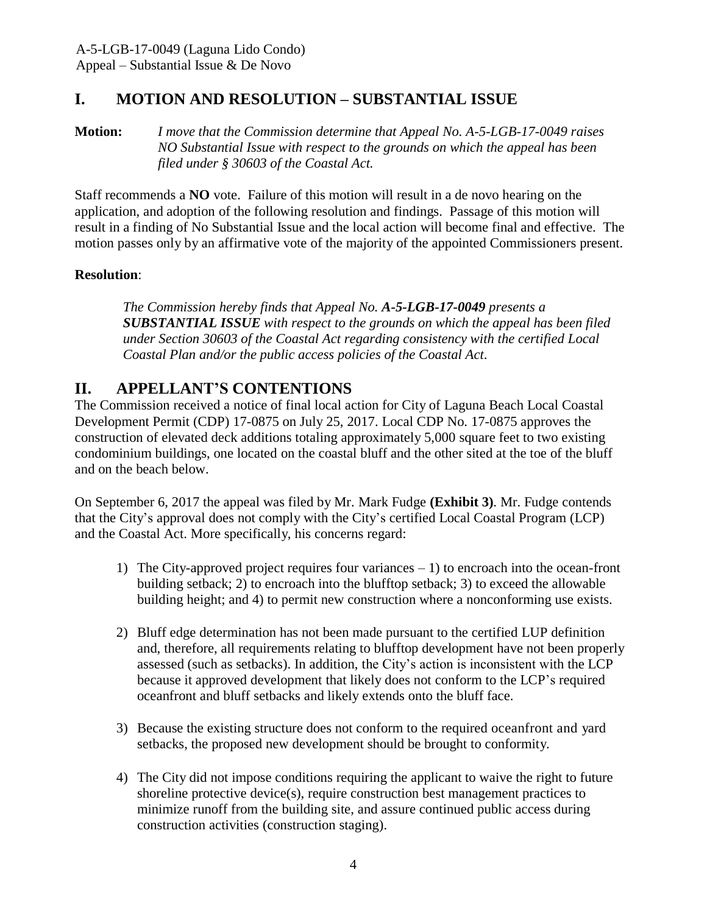## I. MOTION AND RESOLUTION – SUBSTANTIAL ISSUE

**Motion:** *I move that the Commission determine that Appeal No. A-5-LGB-17-0049 raises NO Substantial Issue with respect to the grounds on which the appeal has been filed under § 30603 of the Coastal Act.*

Staff recommends a **NO** vote. Failure of this motion will result in a de novo hearing on the application, and adoption of the following resolution and findings. Passage of this motion will result in a finding of No Substantial Issue and the local action will become final and effective. The motion passes only by an affirmative vote of the majority of the appointed Commissioners present.

**Resolution**:

> *The Commission hereby finds that Appeal No. **A-5-LGB-17-0049** presents a **SUBSTANTIAL ISSUE** with respect to the grounds on which the appeal has been filed under Section 30603 of the Coastal Act regarding consistency with the certified Local Coastal Plan and/or the public access policies of the Coastal Act.*

## II. APPELLANT'S CONTENTIONS

The Commission received a notice of final local action for City of Laguna Beach Local Coastal Development Permit (CDP) 17-0875 on July 25, 2017. Local CDP No. 17-0875 approves the construction of elevated deck additions totaling approximately 5,000 square feet to two existing condominium buildings, one located on the coastal bluff and the other sited at the toe of the bluff and on the beach below.

On September 6, 2017 the appeal was filed by Mr. Mark Fudge **(Exhibit 3)**. Mr. Fudge contends that the City's approval does not comply with the City's certified Local Coastal Program (LCP) and the Coastal Act. More specifically, his concerns regard:

1) The City-approved project requires four variances – 1) to encroach into the ocean-front building setback; 2) to encroach into the blufftop setback; 3) to exceed the allowable building height; and 4) to permit new construction where a nonconforming use exists.

2) Bluff edge determination has not been made pursuant to the certified LUP definition and, therefore, all requirements relating to blufftop development have not been properly assessed (such as setbacks). In addition, the City's action is inconsistent with the LCP because it approved development that likely does not conform to the LCP's required oceanfront and bluff setbacks and likely extends onto the bluff face.

3) Because the existing structure does not conform to the required oceanfront and yard setbacks, the proposed new development should be brought to conformity.

4) The City did not impose conditions requiring the applicant to waive the right to future shoreline protective device(s), require construction best management practices to minimize runoff from the building site, and assure continued public access during construction activities (construction staging).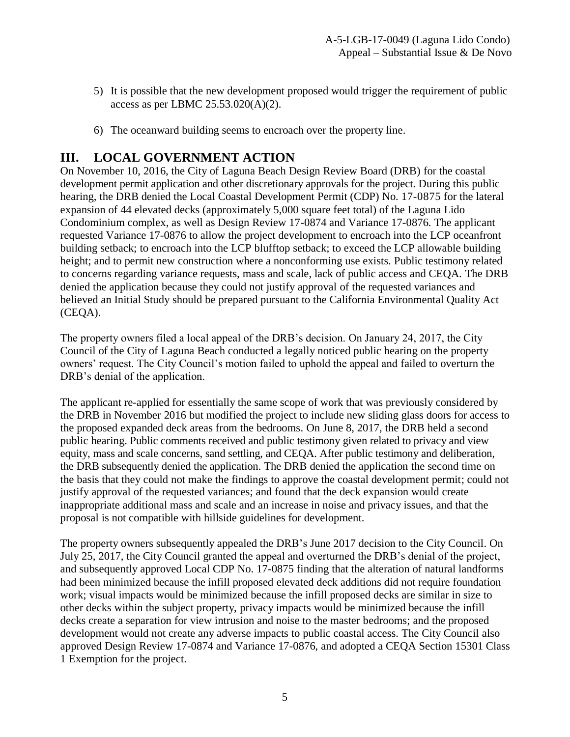5) It is possible that the new development proposed would trigger the requirement of public access as per LBMC 25.53.020(A)(2).

6) The oceanward building seems to encroach over the property line.

## III. LOCAL GOVERNMENT ACTION

On November 10, 2016, the City of Laguna Beach Design Review Board (DRB) for the coastal development permit application and other discretionary approvals for the project. During this public hearing, the DRB denied the Local Coastal Development Permit (CDP) No. 17-0875 for the lateral expansion of 44 elevated decks (approximately 5,000 square feet total) of the Laguna Lido Condominium complex, as well as Design Review 17-0874 and Variance 17-0876. The applicant requested Variance 17-0876 to allow the project development to encroach into the LCP oceanfront building setback; to encroach into the LCP blufftop setback; to exceed the LCP allowable building height; and to permit new construction where a nonconforming use exists. Public testimony related to concerns regarding variance requests, mass and scale, lack of public access and CEQA. The DRB denied the application because they could not justify approval of the requested variances and believed an Initial Study should be prepared pursuant to the California Environmental Quality Act (CEQA).

The property owners filed a local appeal of the DRB's decision. On January 24, 2017, the City Council of the City of Laguna Beach conducted a legally noticed public hearing on the property owners' request. The City Council's motion failed to uphold the appeal and failed to overturn the DRB's denial of the application.

The applicant re-applied for essentially the same scope of work that was previously considered by the DRB in November 2016 but modified the project to include new sliding glass doors for access to the proposed expanded deck areas from the bedrooms. On June 8, 2017, the DRB held a second public hearing. Public comments received and public testimony given related to privacy and view equity, mass and scale concerns, sand settling, and CEQA. After public testimony and deliberation, the DRB subsequently denied the application. The DRB denied the application the second time on the basis that they could not make the findings to approve the coastal development permit; could not justify approval of the requested variances; and found that the deck expansion would create inappropriate additional mass and scale and an increase in noise and privacy issues, and that the proposal is not compatible with hillside guidelines for development.

The property owners subsequently appealed the DRB's June 2017 decision to the City Council. On July 25, 2017, the City Council granted the appeal and overturned the DRB's denial of the project, and subsequently approved Local CDP No. 17-0875 finding that the alteration of natural landforms had been minimized because the infill proposed elevated deck additions did not require foundation work; visual impacts would be minimized because the infill proposed decks are similar in size to other decks within the subject property, privacy impacts would be minimized because the infill decks create a separation for view intrusion and noise to the master bedrooms; and the proposed development would not create any adverse impacts to public coastal access. The City Council also approved Design Review 17-0874 and Variance 17-0876, and adopted a CEQA Section 15301 Class 1 Exemption for the project.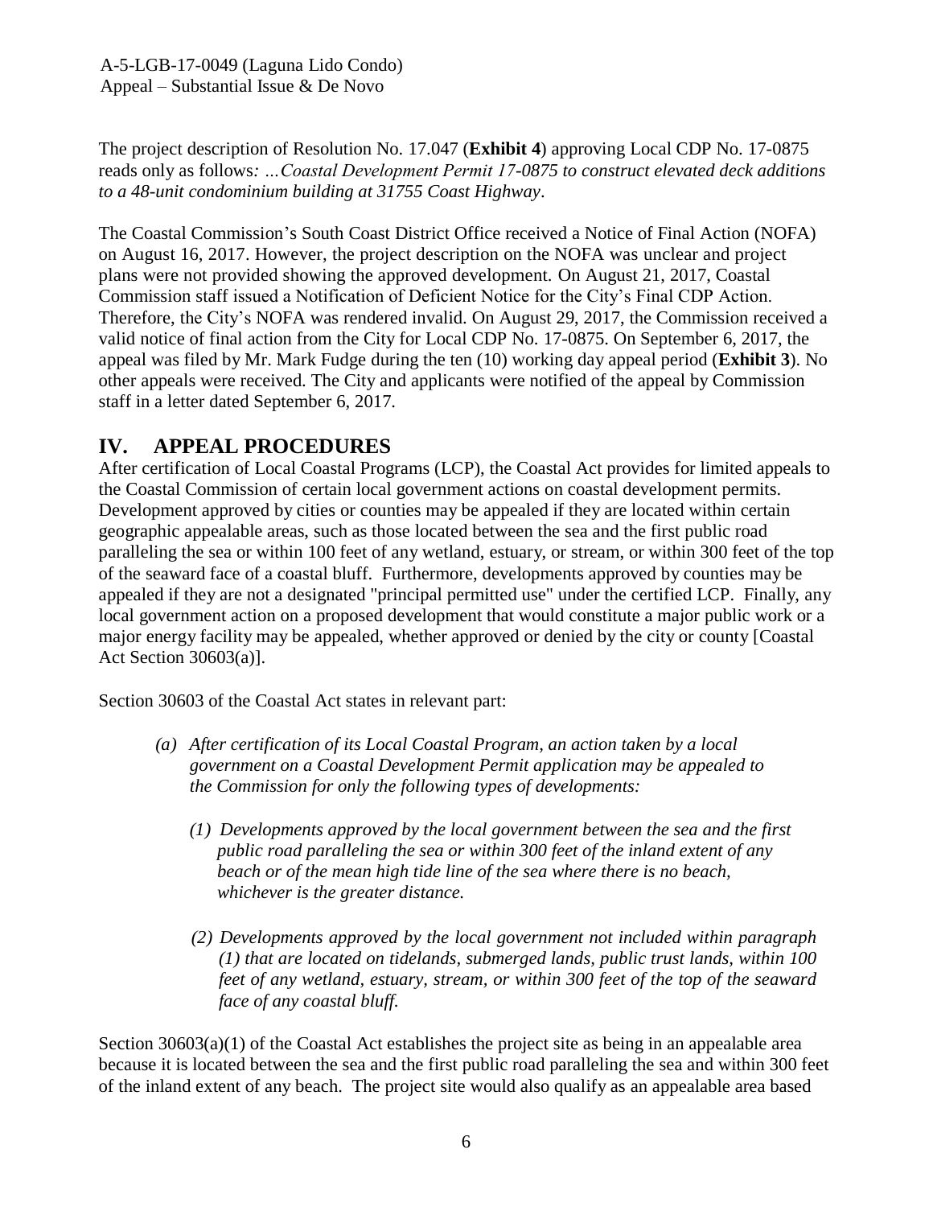The project description of Resolution No. 17.047 (**Exhibit 4**) approving Local CDP No. 17-0875 reads only as follows*: …Coastal Development Permit 17-0875 to construct elevated deck additions to a 48-unit condominium building at 31755 Coast Highway*.

The Coastal Commission's South Coast District Office received a Notice of Final Action (NOFA) on August 16, 2017. However, the project description on the NOFA was unclear and project plans were not provided showing the approved development. On August 21, 2017, Coastal Commission staff issued a Notification of Deficient Notice for the City's Final CDP Action. Therefore, the City's NOFA was rendered invalid. On August 29, 2017, the Commission received a valid notice of final action from the City for Local CDP No. 17-0875. On September 6, 2017, the appeal was filed by Mr. Mark Fudge during the ten (10) working day appeal period (**Exhibit 3**). No other appeals were received. The City and applicants were notified of the appeal by Commission staff in a letter dated September 6, 2017.

# IV. APPEAL PROCEDURES

After certification of Local Coastal Programs (LCP), the Coastal Act provides for limited appeals to the Coastal Commission of certain local government actions on coastal development permits. Development approved by cities or counties may be appealed if they are located within certain geographic appealable areas, such as those located between the sea and the first public road paralleling the sea or within 100 feet of any wetland, estuary, or stream, or within 300 feet of the top of the seaward face of a coastal bluff. Furthermore, developments approved by counties may be appealed if they are not a designated "principal permitted use" under the certified LCP. Finally, any local government action on a proposed development that would constitute a major public work or a major energy facility may be appealed, whether approved or denied by the city or county [Coastal Act Section 30603(a)].

Section 30603 of the Coastal Act states in relevant part:

> *(a) After certification of its Local Coastal Program, an action taken by a local government on a Coastal Development Permit application may be appealed to the Commission for only the following types of developments:*
>
> *(1) Developments approved by the local government between the sea and the first public road paralleling the sea or within 300 feet of the inland extent of any beach or of the mean high tide line of the sea where there is no beach, whichever is the greater distance.*
>
> *(2) Developments approved by the local government not included within paragraph (1) that are located on tidelands, submerged lands, public trust lands, within 100 feet of any wetland, estuary, stream, or within 300 feet of the top of the seaward face of any coastal bluff.*

Section 30603(a)(1) of the Coastal Act establishes the project site as being in an appealable area because it is located between the sea and the first public road paralleling the sea and within 300 feet of the inland extent of any beach. The project site would also qualify as an appealable area based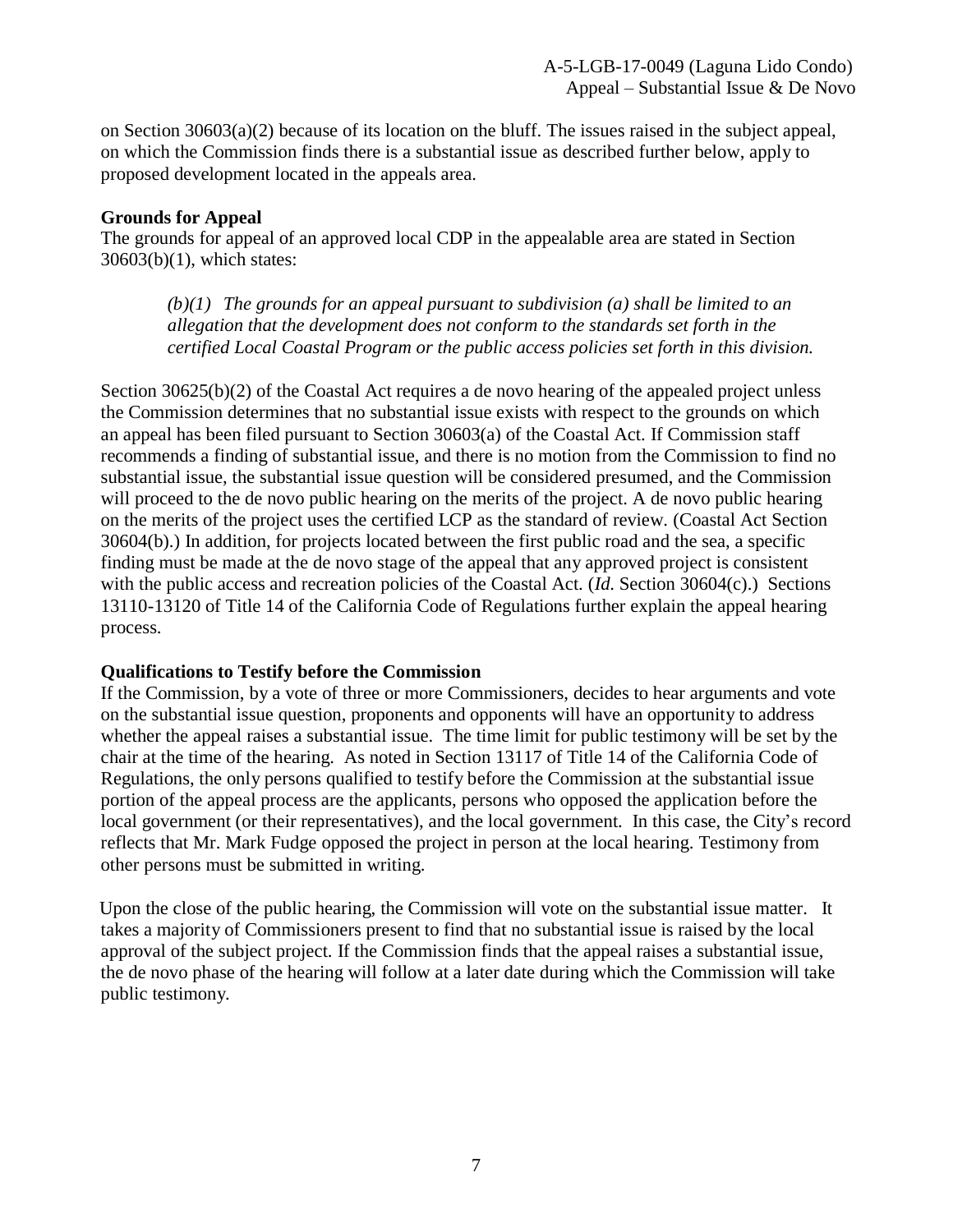on Section 30603(a)(2) because of its location on the bluff. The issues raised in the subject appeal, on which the Commission finds there is a substantial issue as described further below, apply to proposed development located in the appeals area.

**Grounds for Appeal**

The grounds for appeal of an approved local CDP in the appealable area are stated in Section 30603(b)(1), which states:

> *(b)(1) The grounds for an appeal pursuant to subdivision (a) shall be limited to an allegation that the development does not conform to the standards set forth in the certified Local Coastal Program or the public access policies set forth in this division.*

Section 30625(b)(2) of the Coastal Act requires a de novo hearing of the appealed project unless the Commission determines that no substantial issue exists with respect to the grounds on which an appeal has been filed pursuant to Section 30603(a) of the Coastal Act. If Commission staff recommends a finding of substantial issue, and there is no motion from the Commission to find no substantial issue, the substantial issue question will be considered presumed, and the Commission will proceed to the de novo public hearing on the merits of the project. A de novo public hearing on the merits of the project uses the certified LCP as the standard of review. (Coastal Act Section 30604(b).) In addition, for projects located between the first public road and the sea, a specific finding must be made at the de novo stage of the appeal that any approved project is consistent with the public access and recreation policies of the Coastal Act. (*Id.* Section 30604(c).) Sections 13110-13120 of Title 14 of the California Code of Regulations further explain the appeal hearing process.

**Qualifications to Testify before the Commission**

If the Commission, by a vote of three or more Commissioners, decides to hear arguments and vote on the substantial issue question, proponents and opponents will have an opportunity to address whether the appeal raises a substantial issue. The time limit for public testimony will be set by the chair at the time of the hearing. As noted in Section 13117 of Title 14 of the California Code of Regulations, the only persons qualified to testify before the Commission at the substantial issue portion of the appeal process are the applicants, persons who opposed the application before the local government (or their representatives), and the local government. In this case, the City's record reflects that Mr. Mark Fudge opposed the project in person at the local hearing. Testimony from other persons must be submitted in writing.

Upon the close of the public hearing, the Commission will vote on the substantial issue matter. It takes a majority of Commissioners present to find that no substantial issue is raised by the local approval of the subject project. If the Commission finds that the appeal raises a substantial issue, the de novo phase of the hearing will follow at a later date during which the Commission will take public testimony.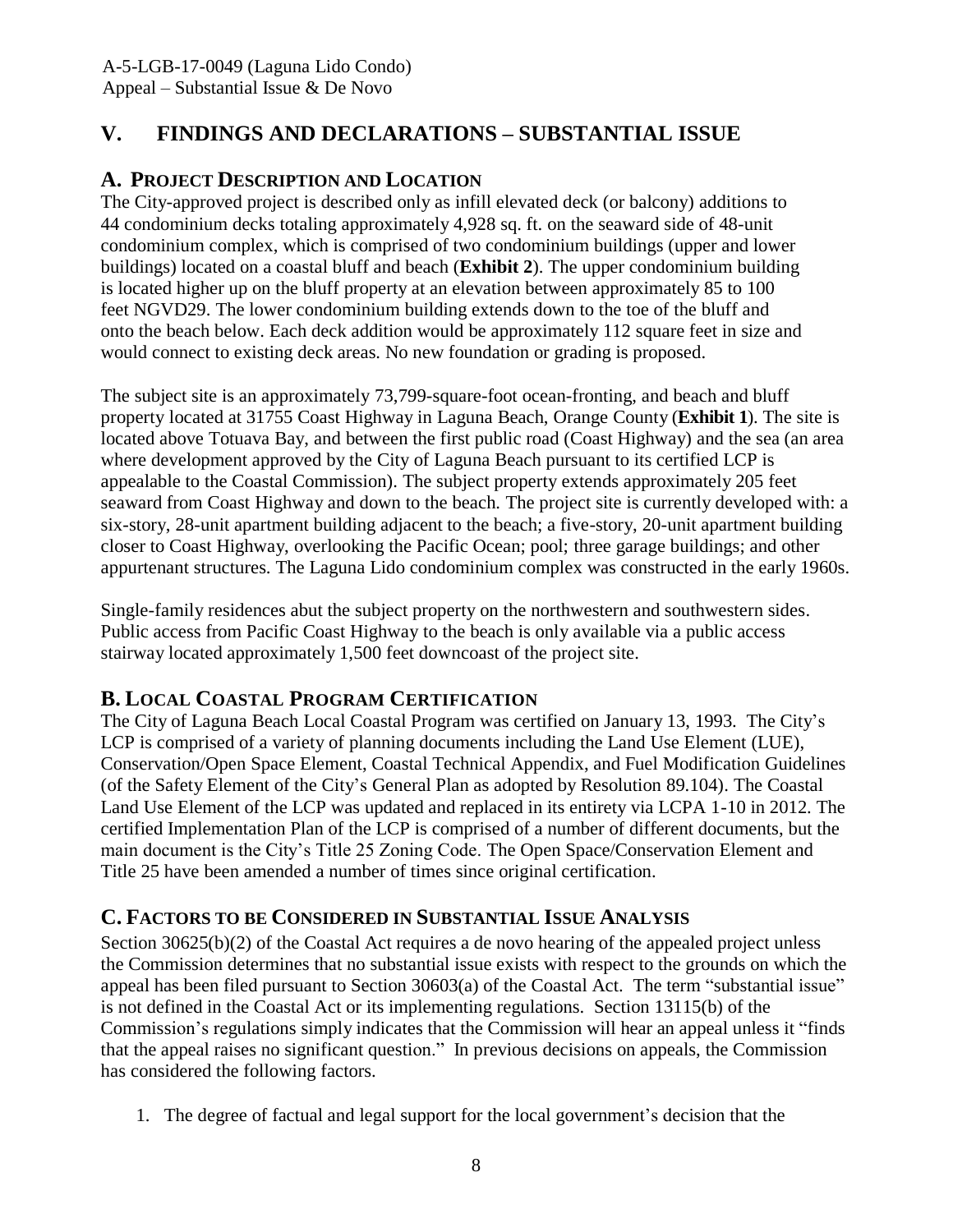## V. FINDINGS AND DECLARATIONS – SUBSTANTIAL ISSUE

### A. PROJECT DESCRIPTION AND LOCATION

The City-approved project is described only as infill elevated deck (or balcony) additions to 44 condominium decks totaling approximately 4,928 sq. ft. on the seaward side of 48-unit condominium complex, which is comprised of two condominium buildings (upper and lower buildings) located on a coastal bluff and beach (**Exhibit 2**). The upper condominium building is located higher up on the bluff property at an elevation between approximately 85 to 100 feet NGVD29. The lower condominium building extends down to the toe of the bluff and onto the beach below. Each deck addition would be approximately 112 square feet in size and would connect to existing deck areas. No new foundation or grading is proposed.

The subject site is an approximately 73,799-square-foot ocean-fronting, and beach and bluff property located at 31755 Coast Highway in Laguna Beach, Orange County (**Exhibit 1**). The site is located above Totuava Bay, and between the first public road (Coast Highway) and the sea (an area where development approved by the City of Laguna Beach pursuant to its certified LCP is appealable to the Coastal Commission). The subject property extends approximately 205 feet seaward from Coast Highway and down to the beach. The project site is currently developed with: a six-story, 28-unit apartment building adjacent to the beach; a five-story, 20-unit apartment building closer to Coast Highway, overlooking the Pacific Ocean; pool; three garage buildings; and other appurtenant structures. The Laguna Lido condominium complex was constructed in the early 1960s.

Single-family residences abut the subject property on the northwestern and southwestern sides. Public access from Pacific Coast Highway to the beach is only available via a public access stairway located approximately 1,500 feet downcoast of the project site.

### B. LOCAL COASTAL PROGRAM CERTIFICATION

The City of Laguna Beach Local Coastal Program was certified on January 13, 1993. The City's LCP is comprised of a variety of planning documents including the Land Use Element (LUE), Conservation/Open Space Element, Coastal Technical Appendix, and Fuel Modification Guidelines (of the Safety Element of the City's General Plan as adopted by Resolution 89.104). The Coastal Land Use Element of the LCP was updated and replaced in its entirety via LCPA 1-10 in 2012. The certified Implementation Plan of the LCP is comprised of a number of different documents, but the main document is the City's Title 25 Zoning Code. The Open Space/Conservation Element and Title 25 have been amended a number of times since original certification.

### C. FACTORS TO BE CONSIDERED IN SUBSTANTIAL ISSUE ANALYSIS

Section 30625(b)(2) of the Coastal Act requires a de novo hearing of the appealed project unless the Commission determines that no substantial issue exists with respect to the grounds on which the appeal has been filed pursuant to Section 30603(a) of the Coastal Act. The term "substantial issue" is not defined in the Coastal Act or its implementing regulations. Section 13115(b) of the Commission's regulations simply indicates that the Commission will hear an appeal unless it "finds that the appeal raises no significant question." In previous decisions on appeals, the Commission has considered the following factors.

1. The degree of factual and legal support for the local government's decision that the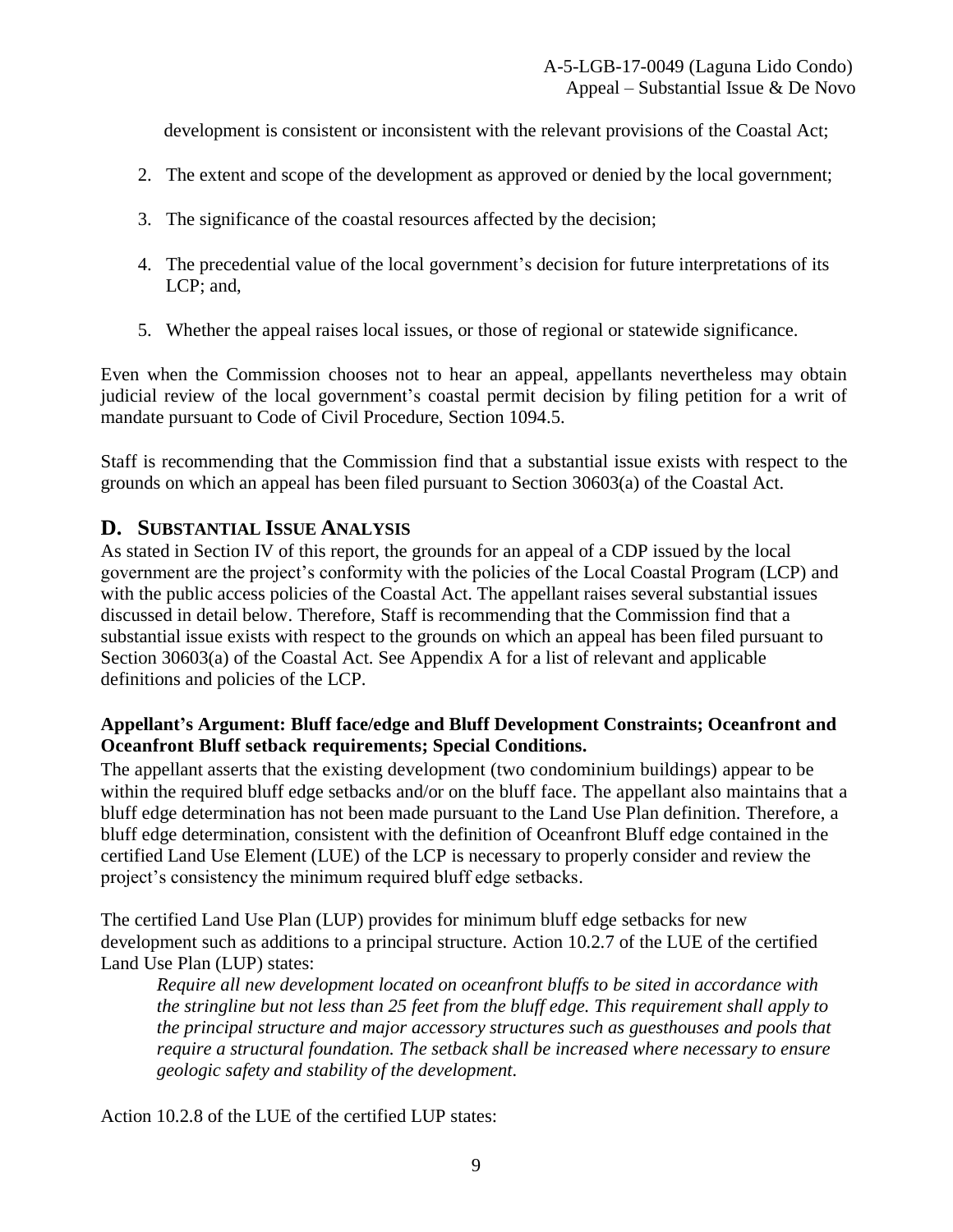development is consistent or inconsistent with the relevant provisions of the Coastal Act;

2. The extent and scope of the development as approved or denied by the local government;

3. The significance of the coastal resources affected by the decision;

4. The precedential value of the local government's decision for future interpretations of its LCP; and,

5. Whether the appeal raises local issues, or those of regional or statewide significance.

Even when the Commission chooses not to hear an appeal, appellants nevertheless may obtain judicial review of the local government's coastal permit decision by filing petition for a writ of mandate pursuant to Code of Civil Procedure, Section 1094.5.

Staff is recommending that the Commission find that a substantial issue exists with respect to the grounds on which an appeal has been filed pursuant to Section 30603(a) of the Coastal Act.

## D. SUBSTANTIAL ISSUE ANALYSIS

As stated in Section IV of this report, the grounds for an appeal of a CDP issued by the local government are the project's conformity with the policies of the Local Coastal Program (LCP) and with the public access policies of the Coastal Act. The appellant raises several substantial issues discussed in detail below. Therefore, Staff is recommending that the Commission find that a substantial issue exists with respect to the grounds on which an appeal has been filed pursuant to Section 30603(a) of the Coastal Act. See Appendix A for a list of relevant and applicable definitions and policies of the LCP.

**Appellant's Argument: Bluff face/edge and Bluff Development Constraints; Oceanfront and Oceanfront Bluff setback requirements; Special Conditions.**

The appellant asserts that the existing development (two condominium buildings) appear to be within the required bluff edge setbacks and/or on the bluff face. The appellant also maintains that a bluff edge determination has not been made pursuant to the Land Use Plan definition. Therefore, a bluff edge determination, consistent with the definition of Oceanfront Bluff edge contained in the certified Land Use Element (LUE) of the LCP is necessary to properly consider and review the project's consistency the minimum required bluff edge setbacks.

The certified Land Use Plan (LUP) provides for minimum bluff edge setbacks for new development such as additions to a principal structure. Action 10.2.7 of the LUE of the certified Land Use Plan (LUP) states:

> *Require all new development located on oceanfront bluffs to be sited in accordance with the stringline but not less than 25 feet from the bluff edge. This requirement shall apply to the principal structure and major accessory structures such as guesthouses and pools that require a structural foundation. The setback shall be increased where necessary to ensure geologic safety and stability of the development.*

Action 10.2.8 of the LUE of the certified LUP states: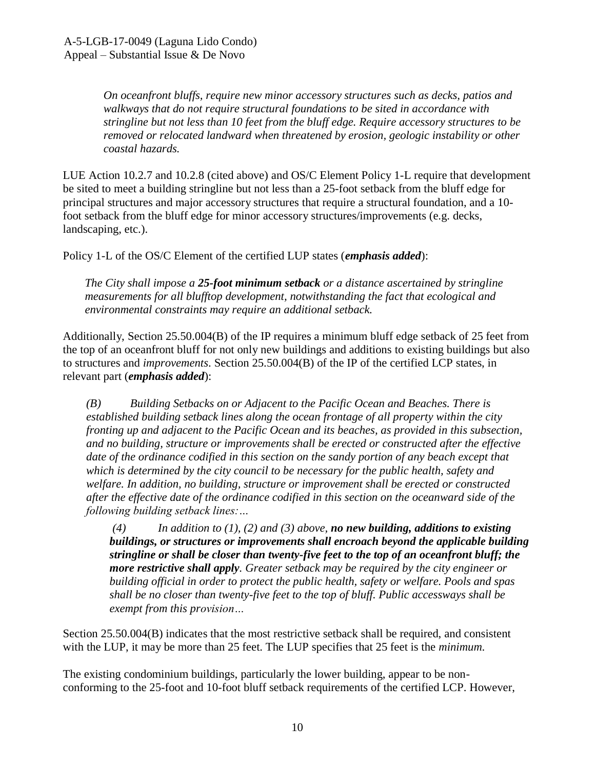*On oceanfront bluffs, require new minor accessory structures such as decks, patios and walkways that do not require structural foundations to be sited in accordance with stringline but not less than 10 feet from the bluff edge. Require accessory structures to be removed or relocated landward when threatened by erosion, geologic instability or other coastal hazards.*

LUE Action 10.2.7 and 10.2.8 (cited above) and OS/C Element Policy 1-L require that development be sited to meet a building stringline but not less than a 25-foot setback from the bluff edge for principal structures and major accessory structures that require a structural foundation, and a 10-foot setback from the bluff edge for minor accessory structures/improvements (e.g. decks, landscaping, etc.).

Policy 1-L of the OS/C Element of the certified LUP states (***emphasis added***):

> *The City shall impose a **25-foot minimum setback** or a distance ascertained by stringline measurements for all blufftop development, notwithstanding the fact that ecological and environmental constraints may require an additional setback.*

Additionally, Section 25.50.004(B) of the IP requires a minimum bluff edge setback of 25 feet from the top of an oceanfront bluff for not only new buildings and additions to existing buildings but also to structures and *improvements*. Section 25.50.004(B) of the IP of the certified LCP states, in relevant part (***emphasis added***):

> *(B) Building Setbacks on or Adjacent to the Pacific Ocean and Beaches. There is established building setback lines along the ocean frontage of all property within the city fronting up and adjacent to the Pacific Ocean and its beaches, as provided in this subsection, and no building, structure or improvements shall be erected or constructed after the effective date of the ordinance codified in this section on the sandy portion of any beach except that which is determined by the city council to be necessary for the public health, safety and welfare. In addition, no building, structure or improvement shall be erected or constructed after the effective date of the ordinance codified in this section on the oceanward side of the following building setback lines:…*
>
> > *(4) In addition to (1), (2) and (3) above, **no new building, additions to existing buildings, or structures or improvements shall encroach beyond the applicable building stringline or shall be closer than twenty-five feet to the top of an oceanfront bluff; the more restrictive shall apply**. Greater setback may be required by the city engineer or building official in order to protect the public health, safety or welfare. Pools and spas shall be no closer than twenty-five feet to the top of bluff. Public accessways shall be exempt from this provision…*

Section 25.50.004(B) indicates that the most restrictive setback shall be required, and consistent with the LUP, it may be more than 25 feet. The LUP specifies that 25 feet is the *minimum.*

The existing condominium buildings, particularly the lower building, appear to be non-conforming to the 25-foot and 10-foot bluff setback requirements of the certified LCP. However,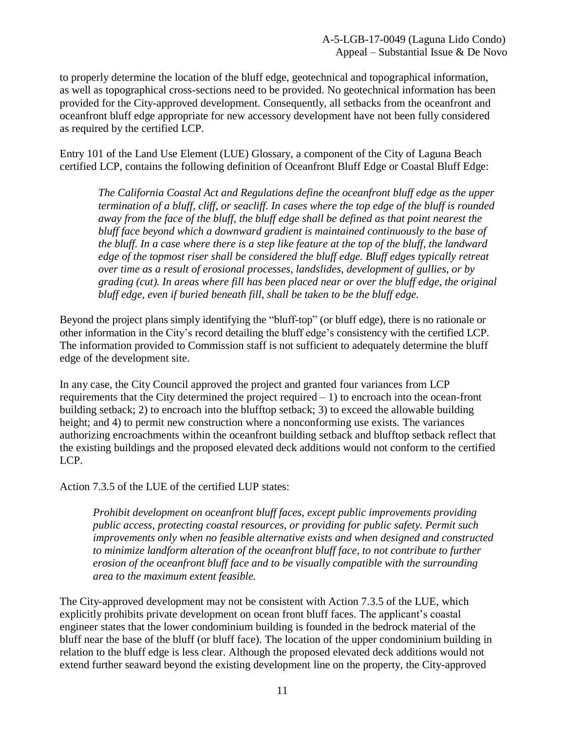to properly determine the location of the bluff edge, geotechnical and topographical information, as well as topographical cross-sections need to be provided. No geotechnical information has been provided for the City-approved development. Consequently, all setbacks from the oceanfront and oceanfront bluff edge appropriate for new accessory development have not been fully considered as required by the certified LCP.

Entry 101 of the Land Use Element (LUE) Glossary, a component of the City of Laguna Beach certified LCP, contains the following definition of Oceanfront Bluff Edge or Coastal Bluff Edge:

> *The California Coastal Act and Regulations define the oceanfront bluff edge as the upper termination of a bluff, cliff, or seacliff. In cases where the top edge of the bluff is rounded away from the face of the bluff, the bluff edge shall be defined as that point nearest the bluff face beyond which a downward gradient is maintained continuously to the base of the bluff. In a case where there is a step like feature at the top of the bluff, the landward edge of the topmost riser shall be considered the bluff edge. Bluff edges typically retreat over time as a result of erosional processes, landslides, development of gullies, or by grading (cut). In areas where fill has been placed near or over the bluff edge, the original bluff edge, even if buried beneath fill, shall be taken to be the bluff edge.*

Beyond the project plans simply identifying the "bluff-top" (or bluff edge), there is no rationale or other information in the City's record detailing the bluff edge's consistency with the certified LCP. The information provided to Commission staff is not sufficient to adequately determine the bluff edge of the development site.

In any case, the City Council approved the project and granted four variances from LCP requirements that the City determined the project required – 1) to encroach into the ocean-front building setback; 2) to encroach into the blufftop setback; 3) to exceed the allowable building height; and 4) to permit new construction where a nonconforming use exists. The variances authorizing encroachments within the oceanfront building setback and blufftop setback reflect that the existing buildings and the proposed elevated deck additions would not conform to the certified LCP.

Action 7.3.5 of the LUE of the certified LUP states:

> *Prohibit development on oceanfront bluff faces, except public improvements providing public access, protecting coastal resources, or providing for public safety. Permit such improvements only when no feasible alternative exists and when designed and constructed to minimize landform alteration of the oceanfront bluff face, to not contribute to further erosion of the oceanfront bluff face and to be visually compatible with the surrounding area to the maximum extent feasible.*

The City-approved development may not be consistent with Action 7.3.5 of the LUE, which explicitly prohibits private development on ocean front bluff faces. The applicant's coastal engineer states that the lower condominium building is founded in the bedrock material of the bluff near the base of the bluff (or bluff face). The location of the upper condominium building in relation to the bluff edge is less clear. Although the proposed elevated deck additions would not extend further seaward beyond the existing development line on the property, the City-approved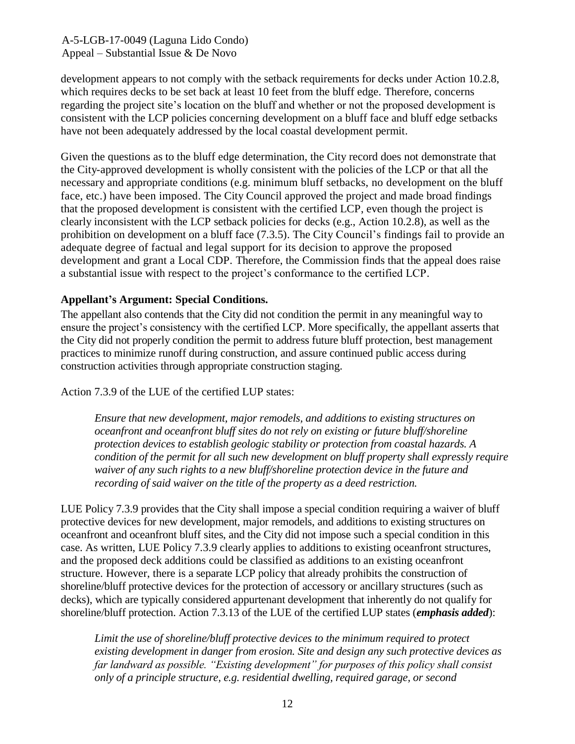development appears to not comply with the setback requirements for decks under Action 10.2.8, which requires decks to be set back at least 10 feet from the bluff edge. Therefore, concerns regarding the project site's location on the bluff and whether or not the proposed development is consistent with the LCP policies concerning development on a bluff face and bluff edge setbacks have not been adequately addressed by the local coastal development permit.

Given the questions as to the bluff edge determination, the City record does not demonstrate that the City-approved development is wholly consistent with the policies of the LCP or that all the necessary and appropriate conditions (e.g. minimum bluff setbacks, no development on the bluff face, etc.) have been imposed. The City Council approved the project and made broad findings that the proposed development is consistent with the certified LCP, even though the project is clearly inconsistent with the LCP setback policies for decks (e.g., Action 10.2.8), as well as the prohibition on development on a bluff face (7.3.5). The City Council's findings fail to provide an adequate degree of factual and legal support for its decision to approve the proposed development and grant a Local CDP. Therefore, the Commission finds that the appeal does raise a substantial issue with respect to the project's conformance to the certified LCP.

**Appellant's Argument: Special Conditions.**

The appellant also contends that the City did not condition the permit in any meaningful way to ensure the project's consistency with the certified LCP. More specifically, the appellant asserts that the City did not properly condition the permit to address future bluff protection, best management practices to minimize runoff during construction, and assure continued public access during construction activities through appropriate construction staging.

Action 7.3.9 of the LUE of the certified LUP states:

> *Ensure that new development, major remodels, and additions to existing structures on oceanfront and oceanfront bluff sites do not rely on existing or future bluff/shoreline protection devices to establish geologic stability or protection from coastal hazards. A condition of the permit for all such new development on bluff property shall expressly require waiver of any such rights to a new bluff/shoreline protection device in the future and recording of said waiver on the title of the property as a deed restriction.*

LUE Policy 7.3.9 provides that the City shall impose a special condition requiring a waiver of bluff protective devices for new development, major remodels, and additions to existing structures on oceanfront and oceanfront bluff sites, and the City did not impose such a special condition in this case. As written, LUE Policy 7.3.9 clearly applies to additions to existing oceanfront structures, and the proposed deck additions could be classified as additions to an existing oceanfront structure. However, there is a separate LCP policy that already prohibits the construction of shoreline/bluff protective devices for the protection of accessory or ancillary structures (such as decks), which are typically considered appurtenant development that inherently do not qualify for shoreline/bluff protection. Action 7.3.13 of the LUE of the certified LUP states (***emphasis added***):

> *Limit the use of shoreline/bluff protective devices to the minimum required to protect existing development in danger from erosion. Site and design any such protective devices as far landward as possible. "Existing development" for purposes of this policy shall consist only of a principle structure, e.g. residential dwelling, required garage, or second*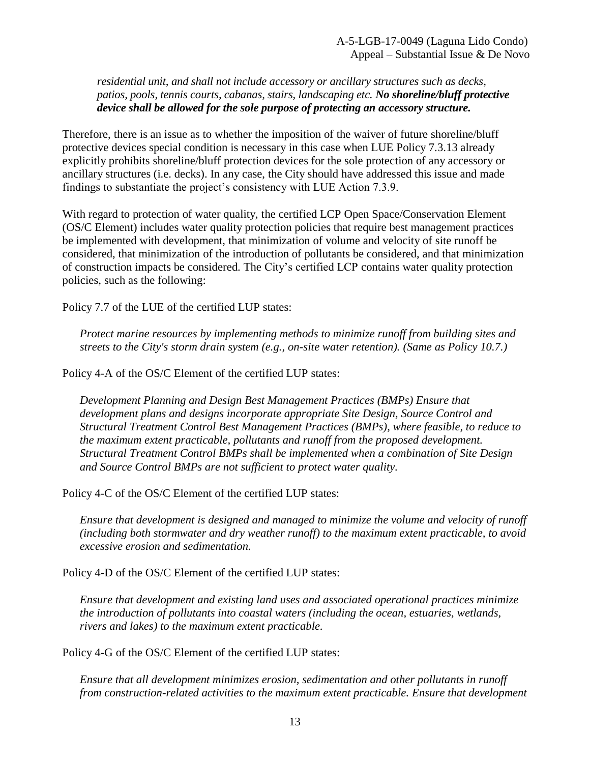*residential unit, and shall not include accessory or ancillary structures such as decks, patios, pools, tennis courts, cabanas, stairs, landscaping etc.* ***No shoreline/bluff protective device shall be allowed for the sole purpose of protecting an accessory structure.***

Therefore, there is an issue as to whether the imposition of the waiver of future shoreline/bluff protective devices special condition is necessary in this case when LUE Policy 7.3.13 already explicitly prohibits shoreline/bluff protection devices for the sole protection of any accessory or ancillary structures (i.e. decks). In any case, the City should have addressed this issue and made findings to substantiate the project's consistency with LUE Action 7.3.9.

With regard to protection of water quality, the certified LCP Open Space/Conservation Element (OS/C Element) includes water quality protection policies that require best management practices be implemented with development, that minimization of volume and velocity of site runoff be considered, that minimization of the introduction of pollutants be considered, and that minimization of construction impacts be considered. The City's certified LCP contains water quality protection policies, such as the following:

Policy 7.7 of the LUE of the certified LUP states:

> *Protect marine resources by implementing methods to minimize runoff from building sites and streets to the City's storm drain system (e.g., on-site water retention). (Same as Policy 10.7.)*

Policy 4-A of the OS/C Element of the certified LUP states:

> *Development Planning and Design Best Management Practices (BMPs) Ensure that development plans and designs incorporate appropriate Site Design, Source Control and Structural Treatment Control Best Management Practices (BMPs), where feasible, to reduce to the maximum extent practicable, pollutants and runoff from the proposed development. Structural Treatment Control BMPs shall be implemented when a combination of Site Design and Source Control BMPs are not sufficient to protect water quality.*

Policy 4-C of the OS/C Element of the certified LUP states:

> *Ensure that development is designed and managed to minimize the volume and velocity of runoff (including both stormwater and dry weather runoff) to the maximum extent practicable, to avoid excessive erosion and sedimentation.*

Policy 4-D of the OS/C Element of the certified LUP states:

> *Ensure that development and existing land uses and associated operational practices minimize the introduction of pollutants into coastal waters (including the ocean, estuaries, wetlands, rivers and lakes) to the maximum extent practicable.*

Policy 4-G of the OS/C Element of the certified LUP states:

> *Ensure that all development minimizes erosion, sedimentation and other pollutants in runoff from construction-related activities to the maximum extent practicable. Ensure that development*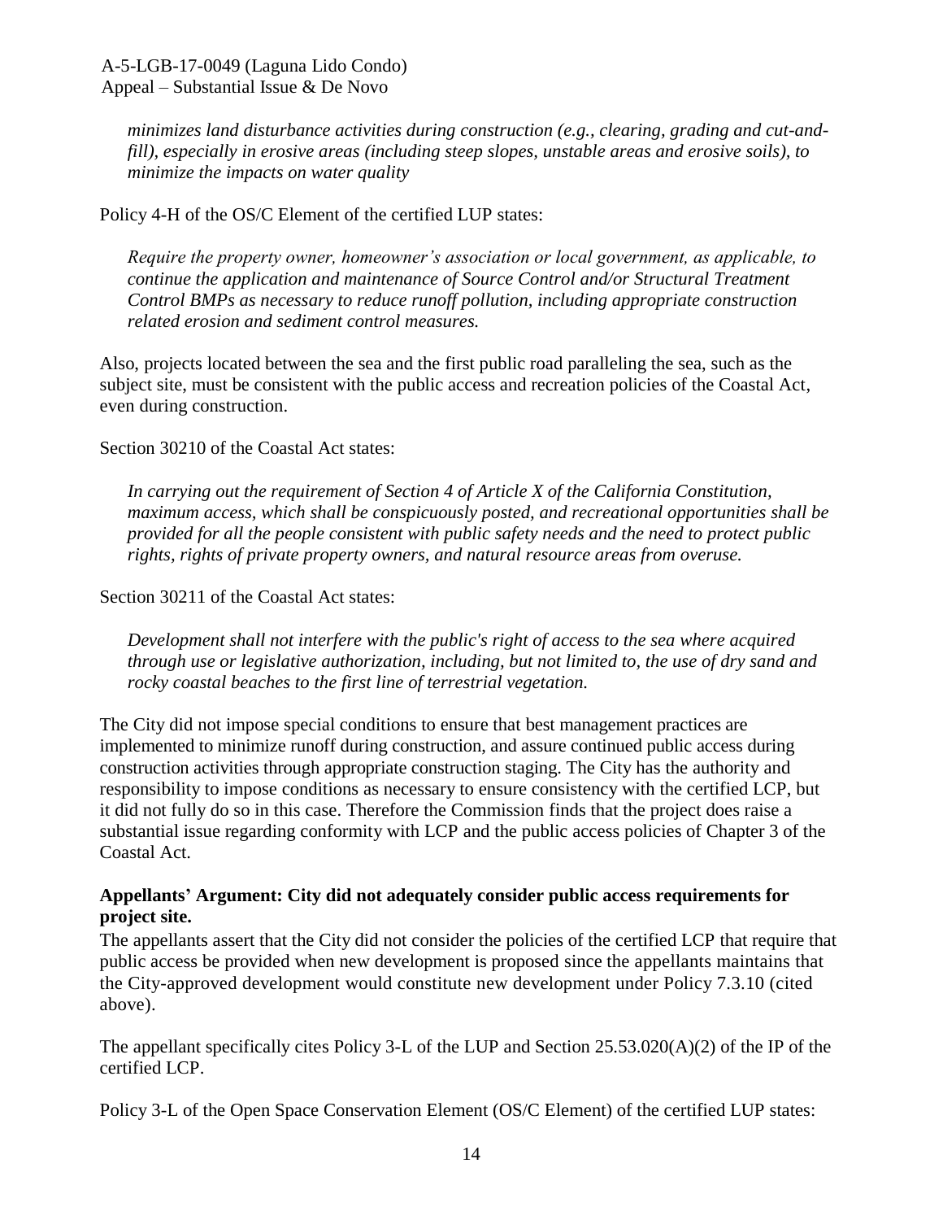*minimizes land disturbance activities during construction (e.g., clearing, grading and cut-and-fill), especially in erosive areas (including steep slopes, unstable areas and erosive soils), to minimize the impacts on water quality*

Policy 4-H of the OS/C Element of the certified LUP states:

> *Require the property owner, homeowner's association or local government, as applicable, to continue the application and maintenance of Source Control and/or Structural Treatment Control BMPs as necessary to reduce runoff pollution, including appropriate construction related erosion and sediment control measures.*

Also, projects located between the sea and the first public road paralleling the sea, such as the subject site, must be consistent with the public access and recreation policies of the Coastal Act, even during construction.

Section 30210 of the Coastal Act states:

> *In carrying out the requirement of Section 4 of Article X of the California Constitution, maximum access, which shall be conspicuously posted, and recreational opportunities shall be provided for all the people consistent with public safety needs and the need to protect public rights, rights of private property owners, and natural resource areas from overuse.*

Section 30211 of the Coastal Act states:

> *Development shall not interfere with the public's right of access to the sea where acquired through use or legislative authorization, including, but not limited to, the use of dry sand and rocky coastal beaches to the first line of terrestrial vegetation.*

The City did not impose special conditions to ensure that best management practices are implemented to minimize runoff during construction, and assure continued public access during construction activities through appropriate construction staging. The City has the authority and responsibility to impose conditions as necessary to ensure consistency with the certified LCP, but it did not fully do so in this case. Therefore the Commission finds that the project does raise a substantial issue regarding conformity with LCP and the public access policies of Chapter 3 of the Coastal Act.

**Appellants' Argument: City did not adequately consider public access requirements for project site.**

The appellants assert that the City did not consider the policies of the certified LCP that require that public access be provided when new development is proposed since the appellants maintains that the City-approved development would constitute new development under Policy 7.3.10 (cited above).

The appellant specifically cites Policy 3-L of the LUP and Section 25.53.020(A)(2) of the IP of the certified LCP.

Policy 3-L of the Open Space Conservation Element (OS/C Element) of the certified LUP states: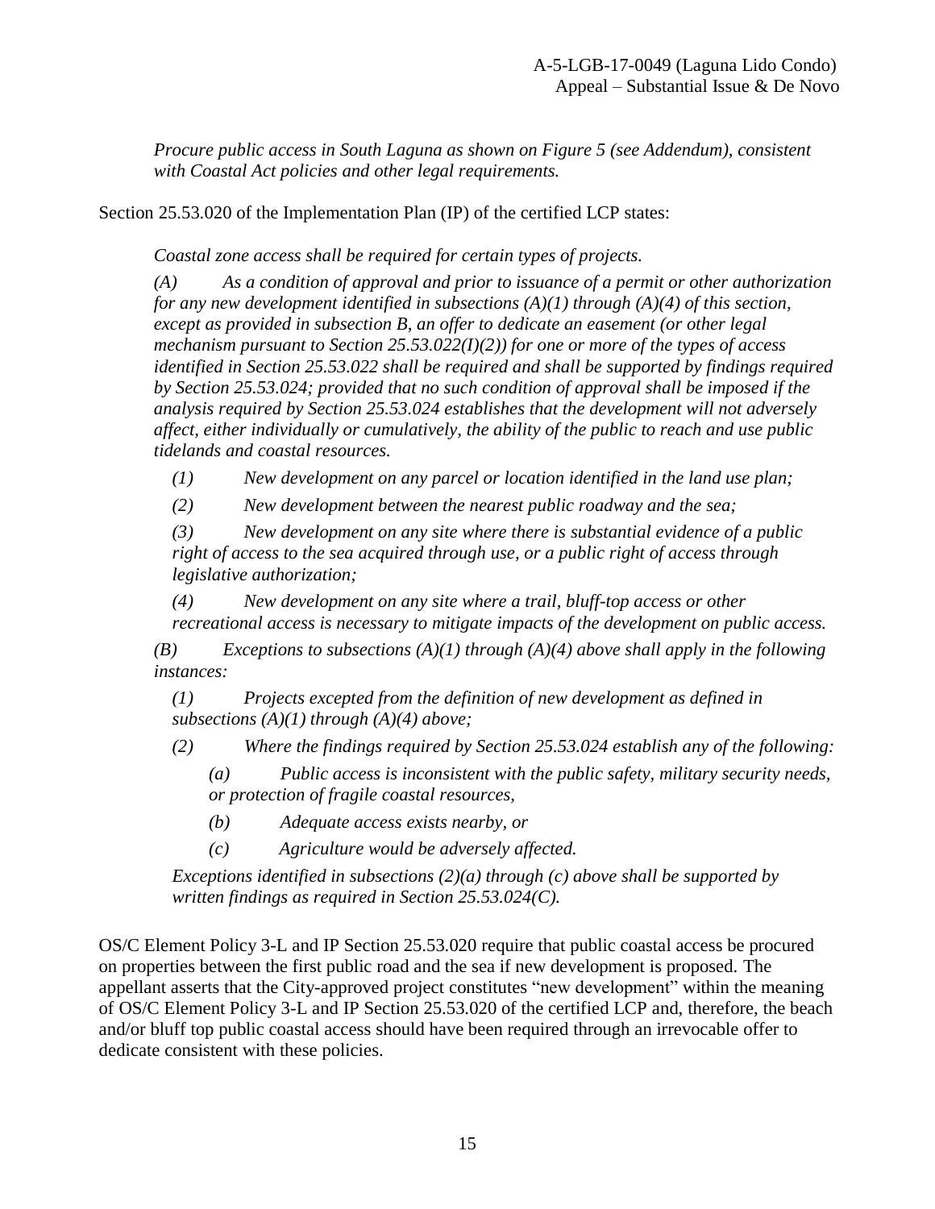*Procure public access in South Laguna as shown on Figure 5 (see Addendum), consistent with Coastal Act policies and other legal requirements.*

Section 25.53.020 of the Implementation Plan (IP) of the certified LCP states:

> *Coastal zone access shall be required for certain types of projects.*
>
> *(A) As a condition of approval and prior to issuance of a permit or other authorization for any new development identified in subsections (A)(1) through (A)(4) of this section, except as provided in subsection B, an offer to dedicate an easement (or other legal mechanism pursuant to Section 25.53.022(I)(2)) for one or more of the types of access identified in Section 25.53.022 shall be required and shall be supported by findings required by Section 25.53.024; provided that no such condition of approval shall be imposed if the analysis required by Section 25.53.024 establishes that the development will not adversely affect, either individually or cumulatively, the ability of the public to reach and use public tidelands and coastal resources.*
>
> *(1) New development on any parcel or location identified in the land use plan;*
>
> *(2) New development between the nearest public roadway and the sea;*
>
> *(3) New development on any site where there is substantial evidence of a public right of access to the sea acquired through use, or a public right of access through legislative authorization;*
>
> *(4) New development on any site where a trail, bluff-top access or other recreational access is necessary to mitigate impacts of the development on public access.*
>
> *(B) Exceptions to subsections (A)(1) through (A)(4) above shall apply in the following instances:*
>
> *(1) Projects excepted from the definition of new development as defined in subsections (A)(1) through (A)(4) above;*
>
> *(2) Where the findings required by Section 25.53.024 establish any of the following:*
>
> *(a) Public access is inconsistent with the public safety, military security needs, or protection of fragile coastal resources,*
>
> *(b) Adequate access exists nearby, or*
>
> *(c) Agriculture would be adversely affected.*
>
> *Exceptions identified in subsections (2)(a) through (c) above shall be supported by written findings as required in Section 25.53.024(C).*

OS/C Element Policy 3-L and IP Section 25.53.020 require that public coastal access be procured on properties between the first public road and the sea if new development is proposed. The appellant asserts that the City-approved project constitutes "new development" within the meaning of OS/C Element Policy 3-L and IP Section 25.53.020 of the certified LCP and, therefore, the beach and/or bluff top public coastal access should have been required through an irrevocable offer to dedicate consistent with these policies.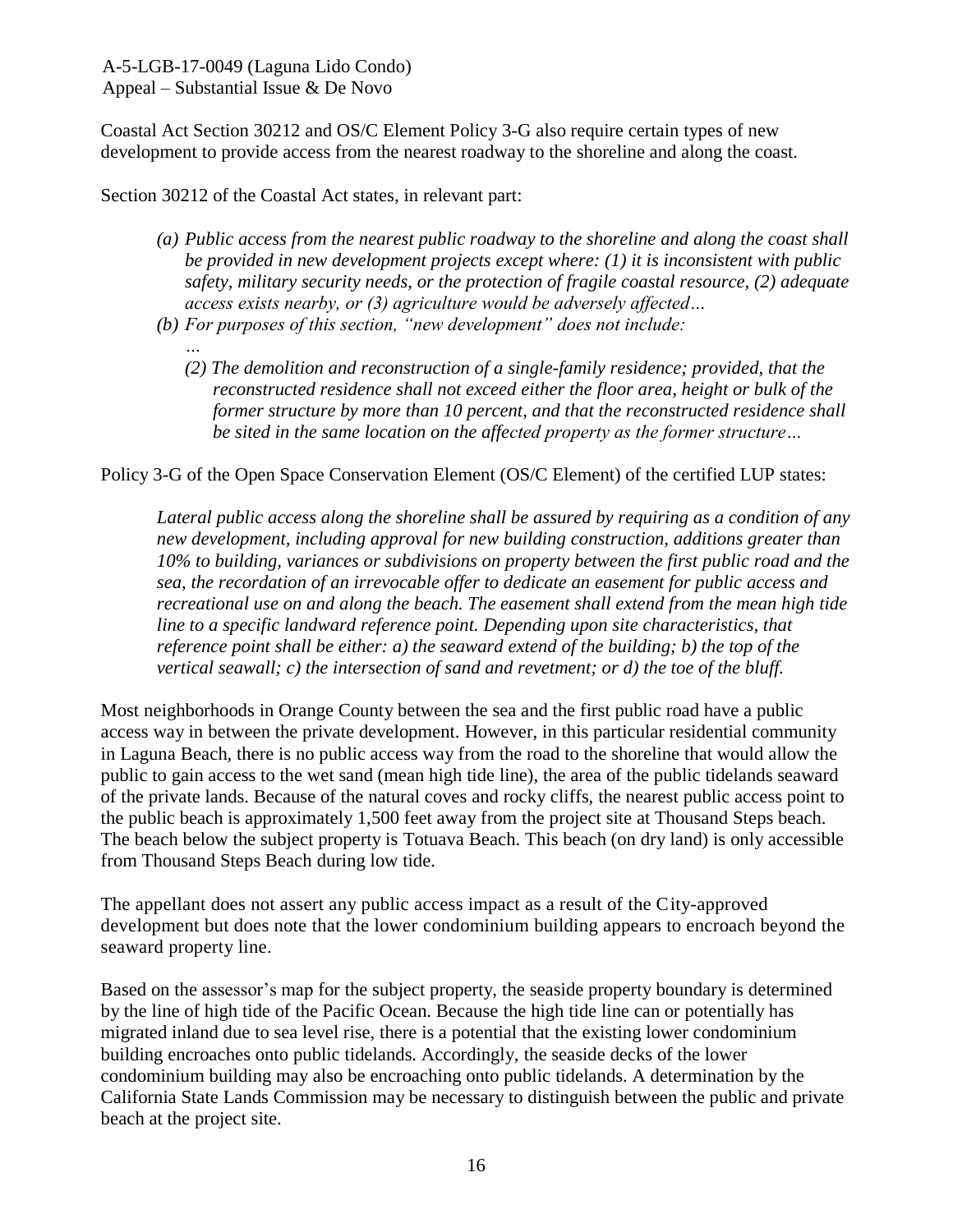Coastal Act Section 30212 and OS/C Element Policy 3-G also require certain types of new development to provide access from the nearest roadway to the shoreline and along the coast.

Section 30212 of the Coastal Act states, in relevant part:

> *(a) Public access from the nearest public roadway to the shoreline and along the coast shall be provided in new development projects except where: (1) it is inconsistent with public safety, military security needs, or the protection of fragile coastal resource, (2) adequate access exists nearby, or (3) agriculture would be adversely affected…*
>
> *(b) For purposes of this section, "new development" does not include:*
>
> *…*
>
> *(2) The demolition and reconstruction of a single-family residence; provided, that the reconstructed residence shall not exceed either the floor area, height or bulk of the former structure by more than 10 percent, and that the reconstructed residence shall be sited in the same location on the affected property as the former structure…*

Policy 3-G of the Open Space Conservation Element (OS/C Element) of the certified LUP states:

> *Lateral public access along the shoreline shall be assured by requiring as a condition of any new development, including approval for new building construction, additions greater than 10% to building, variances or subdivisions on property between the first public road and the sea, the recordation of an irrevocable offer to dedicate an easement for public access and recreational use on and along the beach. The easement shall extend from the mean high tide line to a specific landward reference point. Depending upon site characteristics, that reference point shall be either: a) the seaward extend of the building; b) the top of the vertical seawall; c) the intersection of sand and revetment; or d) the toe of the bluff.*

Most neighborhoods in Orange County between the sea and the first public road have a public access way in between the private development. However, in this particular residential community in Laguna Beach, there is no public access way from the road to the shoreline that would allow the public to gain access to the wet sand (mean high tide line), the area of the public tidelands seaward of the private lands. Because of the natural coves and rocky cliffs, the nearest public access point to the public beach is approximately 1,500 feet away from the project site at Thousand Steps beach. The beach below the subject property is Totuava Beach. This beach (on dry land) is only accessible from Thousand Steps Beach during low tide.

The appellant does not assert any public access impact as a result of the City-approved development but does note that the lower condominium building appears to encroach beyond the seaward property line.

Based on the assessor's map for the subject property, the seaside property boundary is determined by the line of high tide of the Pacific Ocean. Because the high tide line can or potentially has migrated inland due to sea level rise, there is a potential that the existing lower condominium building encroaches onto public tidelands. Accordingly, the seaside decks of the lower condominium building may also be encroaching onto public tidelands. A determination by the California State Lands Commission may be necessary to distinguish between the public and private beach at the project site.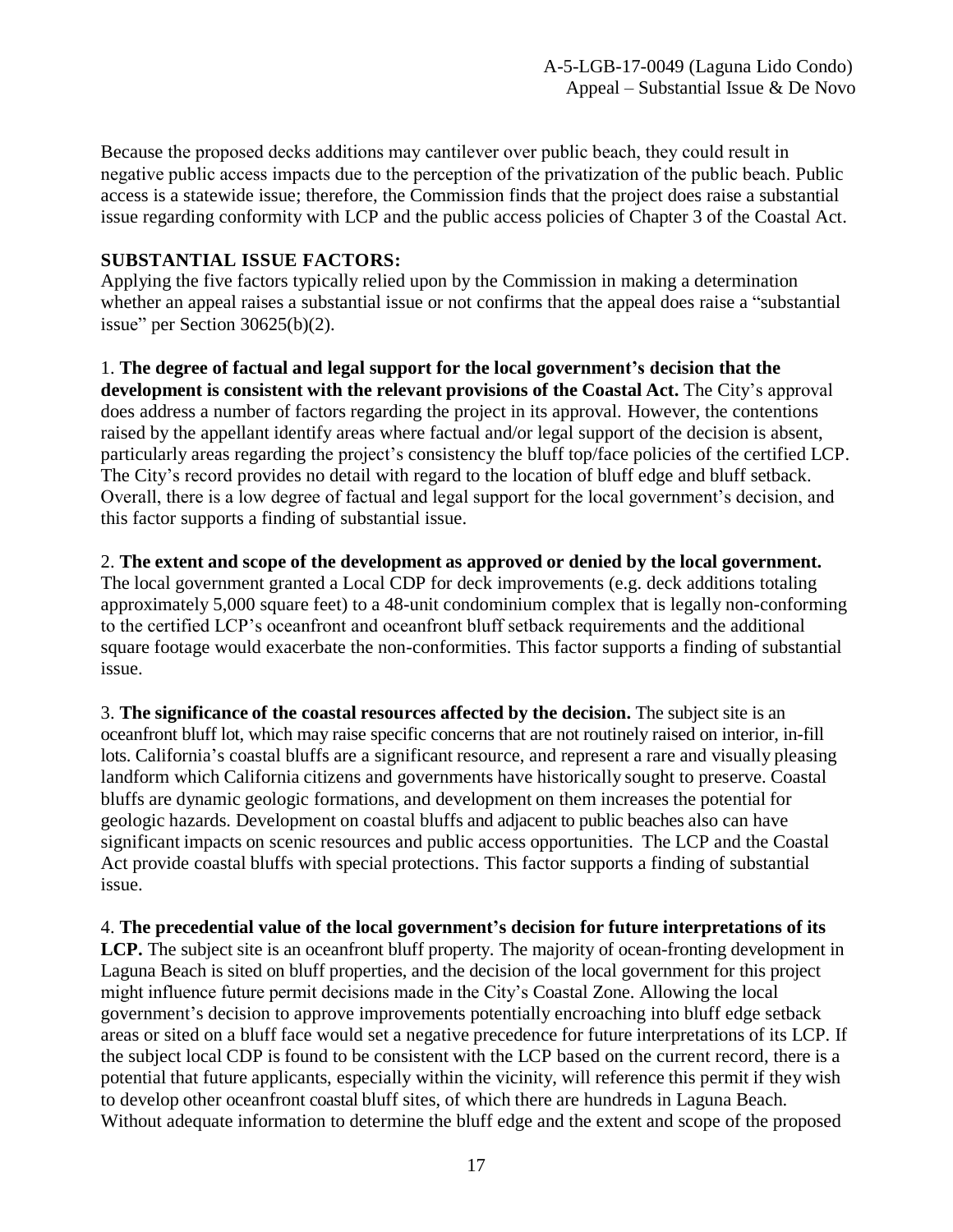Because the proposed decks additions may cantilever over public beach, they could result in negative public access impacts due to the perception of the privatization of the public beach. Public access is a statewide issue; therefore, the Commission finds that the project does raise a substantial issue regarding conformity with LCP and the public access policies of Chapter 3 of the Coastal Act.

**SUBSTANTIAL ISSUE FACTORS:**

Applying the five factors typically relied upon by the Commission in making a determination whether an appeal raises a substantial issue or not confirms that the appeal does raise a "substantial issue" per Section 30625(b)(2).

1. **The degree of factual and legal support for the local government's decision that the development is consistent with the relevant provisions of the Coastal Act.** The City's approval does address a number of factors regarding the project in its approval. However, the contentions raised by the appellant identify areas where factual and/or legal support of the decision is absent, particularly areas regarding the project's consistency the bluff top/face policies of the certified LCP. The City's record provides no detail with regard to the location of bluff edge and bluff setback. Overall, there is a low degree of factual and legal support for the local government's decision, and this factor supports a finding of substantial issue.

2. **The extent and scope of the development as approved or denied by the local government.** The local government granted a Local CDP for deck improvements (e.g. deck additions totaling approximately 5,000 square feet) to a 48-unit condominium complex that is legally non-conforming to the certified LCP's oceanfront and oceanfront bluff setback requirements and the additional square footage would exacerbate the non-conformities. This factor supports a finding of substantial issue.

3. **The significance of the coastal resources affected by the decision.** The subject site is an oceanfront bluff lot, which may raise specific concerns that are not routinely raised on interior, in-fill lots. California's coastal bluffs are a significant resource, and represent a rare and visually pleasing landform which California citizens and governments have historically sought to preserve. Coastal bluffs are dynamic geologic formations, and development on them increases the potential for geologic hazards. Development on coastal bluffs and adjacent to public beaches also can have significant impacts on scenic resources and public access opportunities. The LCP and the Coastal Act provide coastal bluffs with special protections. This factor supports a finding of substantial issue.

4. **The precedential value of the local government's decision for future interpretations of its LCP.** The subject site is an oceanfront bluff property. The majority of ocean-fronting development in Laguna Beach is sited on bluff properties, and the decision of the local government for this project might influence future permit decisions made in the City's Coastal Zone. Allowing the local government's decision to approve improvements potentially encroaching into bluff edge setback areas or sited on a bluff face would set a negative precedence for future interpretations of its LCP. If the subject local CDP is found to be consistent with the LCP based on the current record, there is a potential that future applicants, especially within the vicinity, will reference this permit if they wish to develop other oceanfront coastal bluff sites, of which there are hundreds in Laguna Beach. Without adequate information to determine the bluff edge and the extent and scope of the proposed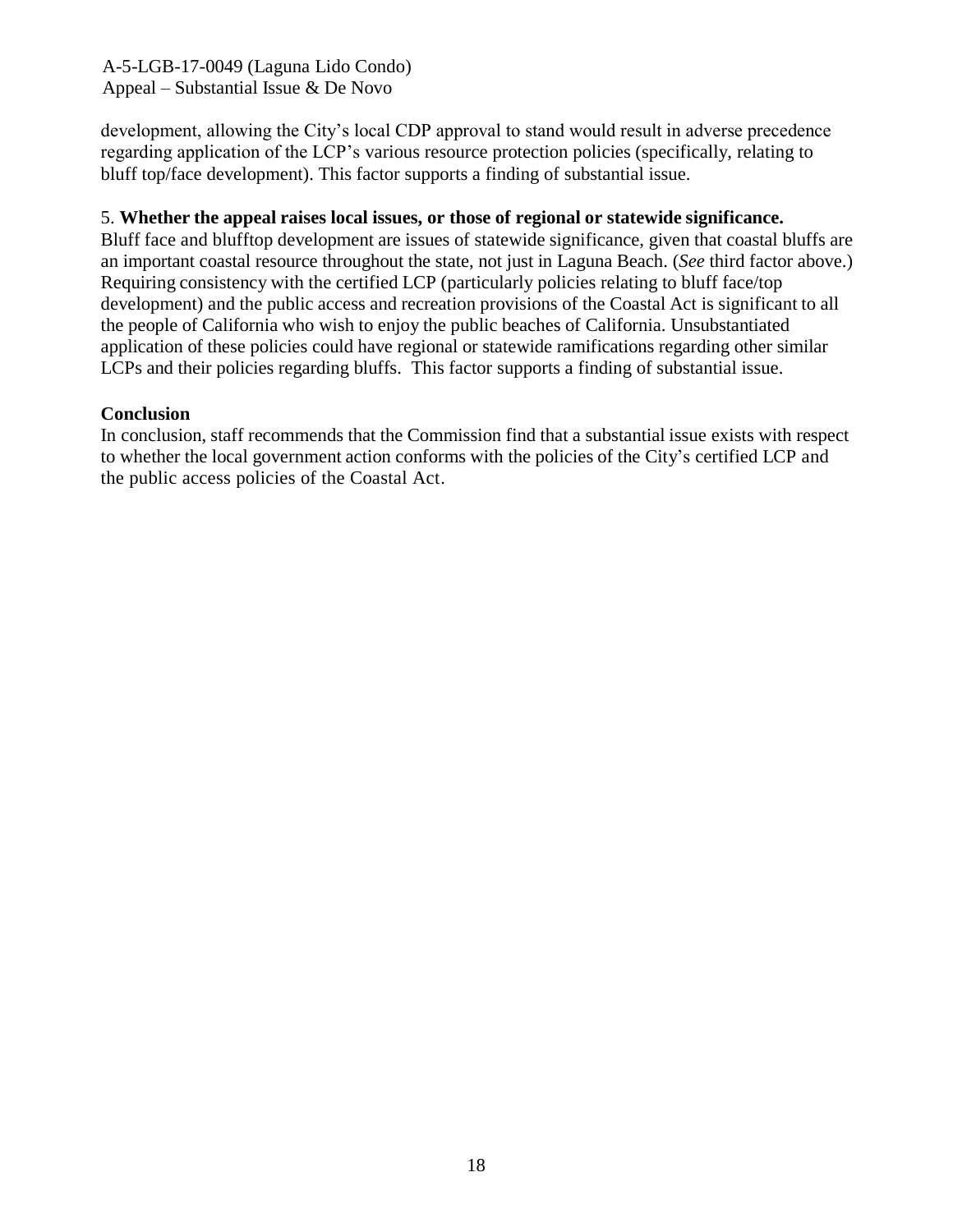development, allowing the City's local CDP approval to stand would result in adverse precedence regarding application of the LCP's various resource protection policies (specifically, relating to bluff top/face development). This factor supports a finding of substantial issue.

5. **Whether the appeal raises local issues, or those of regional or statewide significance.**
Bluff face and blufftop development are issues of statewide significance, given that coastal bluffs are an important coastal resource throughout the state, not just in Laguna Beach. (*See* third factor above.) Requiring consistency with the certified LCP (particularly policies relating to bluff face/top development) and the public access and recreation provisions of the Coastal Act is significant to all the people of California who wish to enjoy the public beaches of California. Unsubstantiated application of these policies could have regional or statewide ramifications regarding other similar LCPs and their policies regarding bluffs. This factor supports a finding of substantial issue.

**Conclusion**
In conclusion, staff recommends that the Commission find that a substantial issue exists with respect to whether the local government action conforms with the policies of the City's certified LCP and the public access policies of the Coastal Act.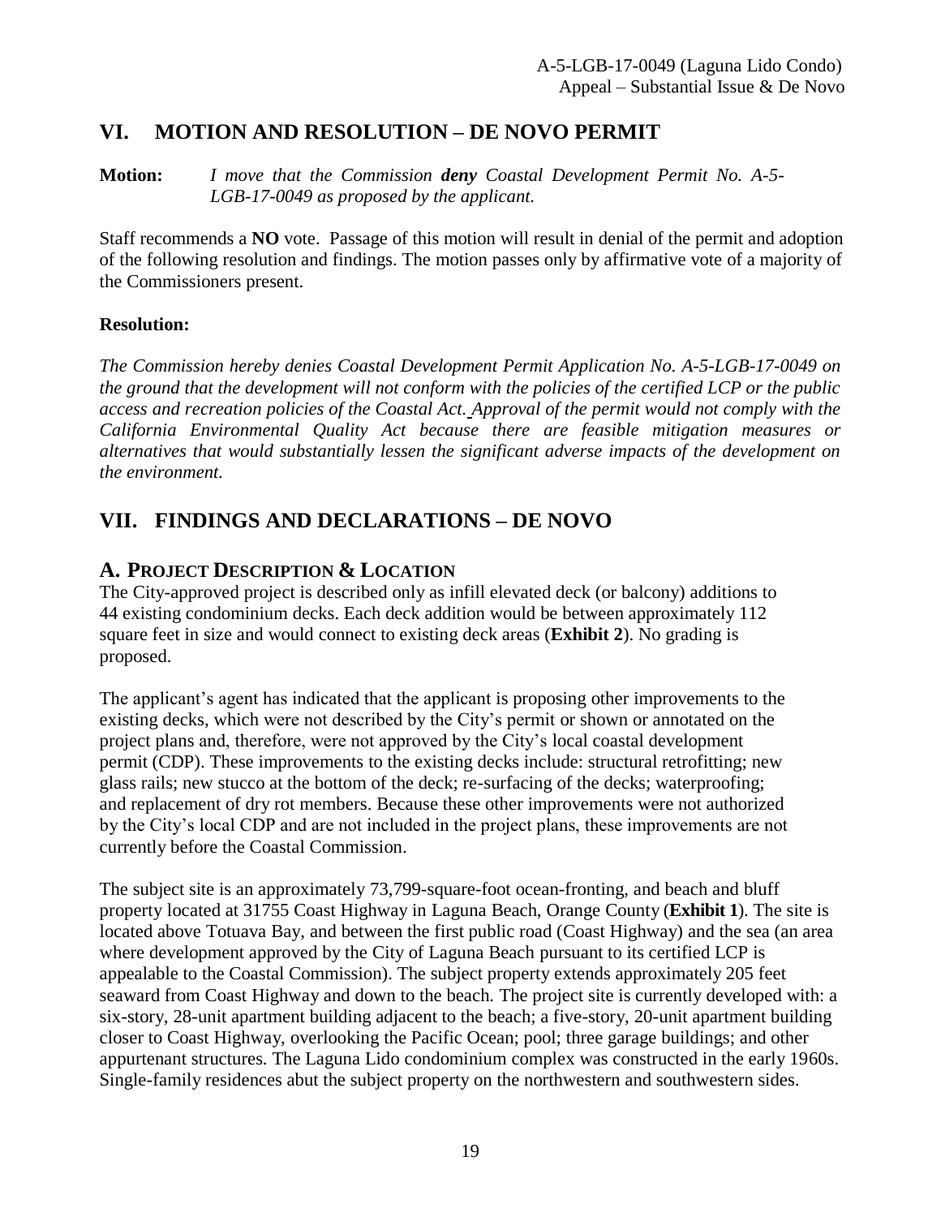## VI. MOTION AND RESOLUTION – DE NOVO PERMIT

**Motion:** *I move that the Commission **deny** Coastal Development Permit No. A-5-LGB-17-0049 as proposed by the applicant.*

Staff recommends a **NO** vote. Passage of this motion will result in denial of the permit and adoption of the following resolution and findings. The motion passes only by affirmative vote of a majority of the Commissioners present.

**Resolution:**

*The Commission hereby denies Coastal Development Permit Application No. A-5-LGB-17-0049 on the ground that the development will not conform with the policies of the certified LCP or the public access and recreation policies of the Coastal Act. Approval of the permit would not comply with the California Environmental Quality Act because there are feasible mitigation measures or alternatives that would substantially lessen the significant adverse impacts of the development on the environment.*

## VII. FINDINGS AND DECLARATIONS – DE NOVO

### A. PROJECT DESCRIPTION & LOCATION

The City-approved project is described only as infill elevated deck (or balcony) additions to 44 existing condominium decks. Each deck addition would be between approximately 112 square feet in size and would connect to existing deck areas (**Exhibit 2**). No grading is proposed.

The applicant's agent has indicated that the applicant is proposing other improvements to the existing decks, which were not described by the City's permit or shown or annotated on the project plans and, therefore, were not approved by the City's local coastal development permit (CDP). These improvements to the existing decks include: structural retrofitting; new glass rails; new stucco at the bottom of the deck; re-surfacing of the decks; waterproofing; and replacement of dry rot members. Because these other improvements were not authorized by the City's local CDP and are not included in the project plans, these improvements are not currently before the Coastal Commission.

The subject site is an approximately 73,799-square-foot ocean-fronting, and beach and bluff property located at 31755 Coast Highway in Laguna Beach, Orange County (**Exhibit 1**). The site is located above Totuava Bay, and between the first public road (Coast Highway) and the sea (an area where development approved by the City of Laguna Beach pursuant to its certified LCP is appealable to the Coastal Commission). The subject property extends approximately 205 feet seaward from Coast Highway and down to the beach. The project site is currently developed with: a six-story, 28-unit apartment building adjacent to the beach; a five-story, 20-unit apartment building closer to Coast Highway, overlooking the Pacific Ocean; pool; three garage buildings; and other appurtenant structures. The Laguna Lido condominium complex was constructed in the early 1960s. Single-family residences abut the subject property on the northwestern and southwestern sides.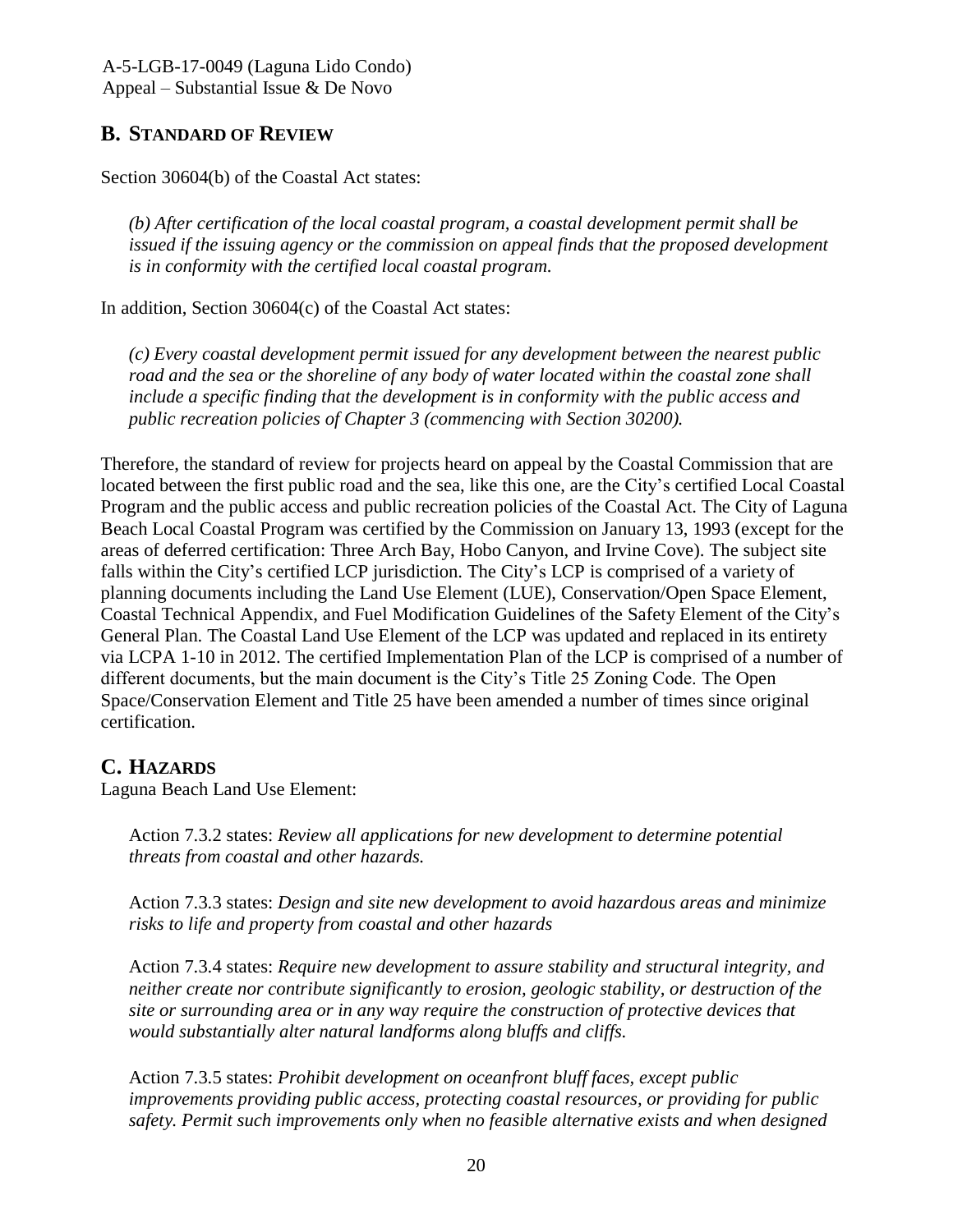## B. Standard of Review

Section 30604(b) of the Coastal Act states:

> *(b) After certification of the local coastal program, a coastal development permit shall be issued if the issuing agency or the commission on appeal finds that the proposed development is in conformity with the certified local coastal program.*

In addition, Section 30604(c) of the Coastal Act states:

> *(c) Every coastal development permit issued for any development between the nearest public road and the sea or the shoreline of any body of water located within the coastal zone shall include a specific finding that the development is in conformity with the public access and public recreation policies of Chapter 3 (commencing with Section 30200).*

Therefore, the standard of review for projects heard on appeal by the Coastal Commission that are located between the first public road and the sea, like this one, are the City's certified Local Coastal Program and the public access and public recreation policies of the Coastal Act. The City of Laguna Beach Local Coastal Program was certified by the Commission on January 13, 1993 (except for the areas of deferred certification: Three Arch Bay, Hobo Canyon, and Irvine Cove). The subject site falls within the City's certified LCP jurisdiction. The City's LCP is comprised of a variety of planning documents including the Land Use Element (LUE), Conservation/Open Space Element, Coastal Technical Appendix, and Fuel Modification Guidelines of the Safety Element of the City's General Plan. The Coastal Land Use Element of the LCP was updated and replaced in its entirety via LCPA 1-10 in 2012. The certified Implementation Plan of the LCP is comprised of a number of different documents, but the main document is the City's Title 25 Zoning Code. The Open Space/Conservation Element and Title 25 have been amended a number of times since original certification.

## C. Hazards

Laguna Beach Land Use Element:

> Action 7.3.2 states: *Review all applications for new development to determine potential threats from coastal and other hazards.*
>
> Action 7.3.3 states: *Design and site new development to avoid hazardous areas and minimize risks to life and property from coastal and other hazards*
>
> Action 7.3.4 states: *Require new development to assure stability and structural integrity, and neither create nor contribute significantly to erosion, geologic stability, or destruction of the site or surrounding area or in any way require the construction of protective devices that would substantially alter natural landforms along bluffs and cliffs.*
>
> Action 7.3.5 states: *Prohibit development on oceanfront bluff faces, except public improvements providing public access, protecting coastal resources, or providing for public safety. Permit such improvements only when no feasible alternative exists and when designed*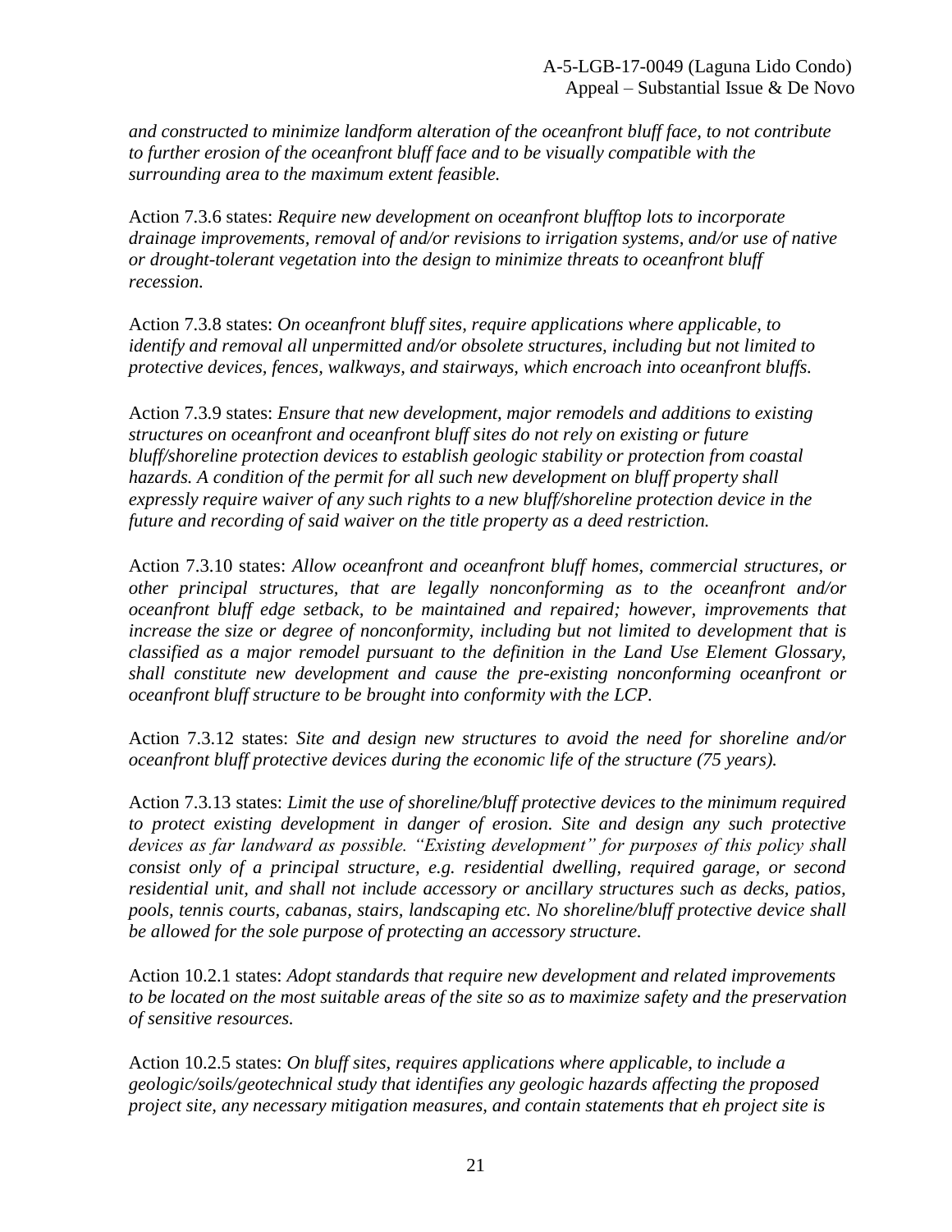*and constructed to minimize landform alteration of the oceanfront bluff face, to not contribute to further erosion of the oceanfront bluff face and to be visually compatible with the surrounding area to the maximum extent feasible.*

Action 7.3.6 states: *Require new development on oceanfront blufftop lots to incorporate drainage improvements, removal of and/or revisions to irrigation systems, and/or use of native or drought-tolerant vegetation into the design to minimize threats to oceanfront bluff recession.*

Action 7.3.8 states: *On oceanfront bluff sites, require applications where applicable, to identify and removal all unpermitted and/or obsolete structures, including but not limited to protective devices, fences, walkways, and stairways, which encroach into oceanfront bluffs.*

Action 7.3.9 states: *Ensure that new development, major remodels and additions to existing structures on oceanfront and oceanfront bluff sites do not rely on existing or future bluff/shoreline protection devices to establish geologic stability or protection from coastal hazards. A condition of the permit for all such new development on bluff property shall expressly require waiver of any such rights to a new bluff/shoreline protection device in the future and recording of said waiver on the title property as a deed restriction.*

Action 7.3.10 states: *Allow oceanfront and oceanfront bluff homes, commercial structures, or other principal structures, that are legally nonconforming as to the oceanfront and/or oceanfront bluff edge setback, to be maintained and repaired; however, improvements that increase the size or degree of nonconformity, including but not limited to development that is classified as a major remodel pursuant to the definition in the Land Use Element Glossary, shall constitute new development and cause the pre-existing nonconforming oceanfront or oceanfront bluff structure to be brought into conformity with the LCP.*

Action 7.3.12 states: *Site and design new structures to avoid the need for shoreline and/or oceanfront bluff protective devices during the economic life of the structure (75 years).*

Action 7.3.13 states: *Limit the use of shoreline/bluff protective devices to the minimum required to protect existing development in danger of erosion. Site and design any such protective devices as far landward as possible. "Existing development" for purposes of this policy shall consist only of a principal structure, e.g. residential dwelling, required garage, or second residential unit, and shall not include accessory or ancillary structures such as decks, patios, pools, tennis courts, cabanas, stairs, landscaping etc. No shoreline/bluff protective device shall be allowed for the sole purpose of protecting an accessory structure.*

Action 10.2.1 states: *Adopt standards that require new development and related improvements to be located on the most suitable areas of the site so as to maximize safety and the preservation of sensitive resources.*

Action 10.2.5 states: *On bluff sites, requires applications where applicable, to include a geologic/soils/geotechnical study that identifies any geologic hazards affecting the proposed project site, any necessary mitigation measures, and contain statements that eh project site is*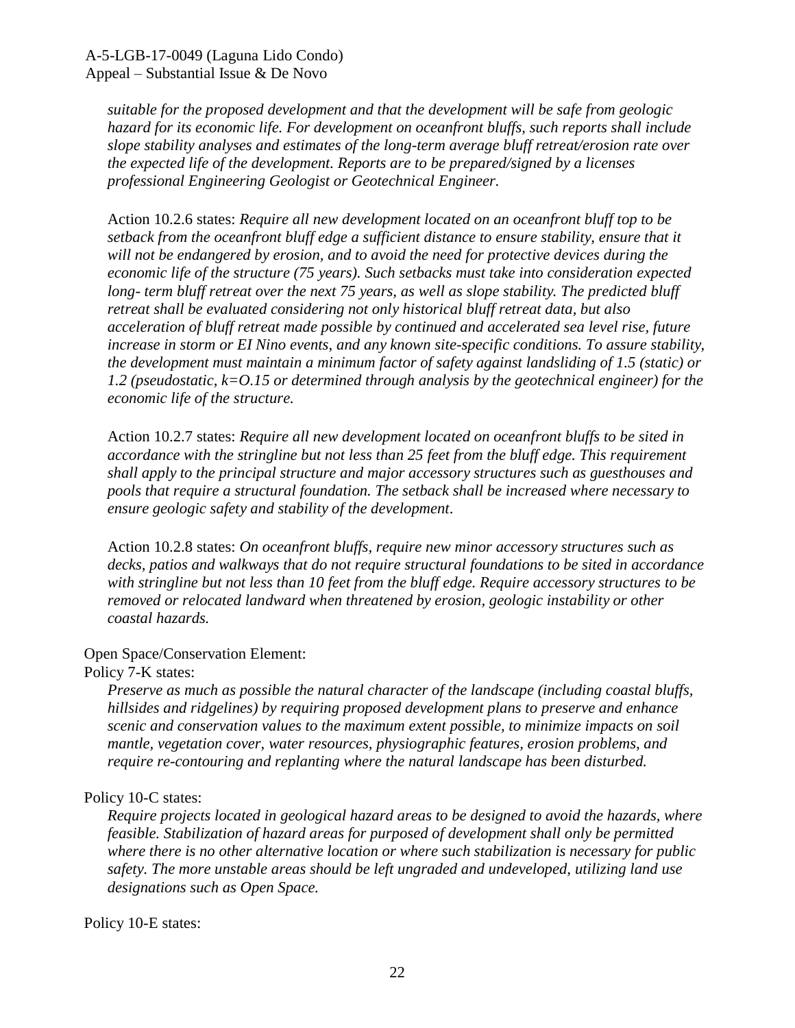*suitable for the proposed development and that the development will be safe from geologic hazard for its economic life. For development on oceanfront bluffs, such reports shall include slope stability analyses and estimates of the long-term average bluff retreat/erosion rate over the expected life of the development. Reports are to be prepared/signed by a licenses professional Engineering Geologist or Geotechnical Engineer.*

Action 10.2.6 states: *Require all new development located on an oceanfront bluff top to be setback from the oceanfront bluff edge a sufficient distance to ensure stability, ensure that it will not be endangered by erosion, and to avoid the need for protective devices during the economic life of the structure (75 years). Such setbacks must take into consideration expected long- term bluff retreat over the next 75 years, as well as slope stability. The predicted bluff retreat shall be evaluated considering not only historical bluff retreat data, but also acceleration of bluff retreat made possible by continued and accelerated sea level rise, future increase in storm or EI Nino events, and any known site-specific conditions. To assure stability, the development must maintain a minimum factor of safety against landsliding of 1.5 (static) or 1.2 (pseudostatic, k=O.15 or determined through analysis by the geotechnical engineer) for the economic life of the structure.*

Action 10.2.7 states: *Require all new development located on oceanfront bluffs to be sited in accordance with the stringline but not less than 25 feet from the bluff edge. This requirement shall apply to the principal structure and major accessory structures such as guesthouses and pools that require a structural foundation. The setback shall be increased where necessary to ensure geologic safety and stability of the development*.

Action 10.2.8 states: *On oceanfront bluffs, require new minor accessory structures such as decks, patios and walkways that do not require structural foundations to be sited in accordance with stringline but not less than 10 feet from the bluff edge. Require accessory structures to be removed or relocated landward when threatened by erosion, geologic instability or other coastal hazards.*

Open Space/Conservation Element:

Policy 7-K states:

*Preserve as much as possible the natural character of the landscape (including coastal bluffs, hillsides and ridgelines) by requiring proposed development plans to preserve and enhance scenic and conservation values to the maximum extent possible, to minimize impacts on soil mantle, vegetation cover, water resources, physiographic features, erosion problems, and require re-contouring and replanting where the natural landscape has been disturbed.*

Policy 10-C states:

*Require projects located in geological hazard areas to be designed to avoid the hazards, where feasible. Stabilization of hazard areas for purposed of development shall only be permitted where there is no other alternative location or where such stabilization is necessary for public safety. The more unstable areas should be left ungraded and undeveloped, utilizing land use designations such as Open Space.*

Policy 10-E states: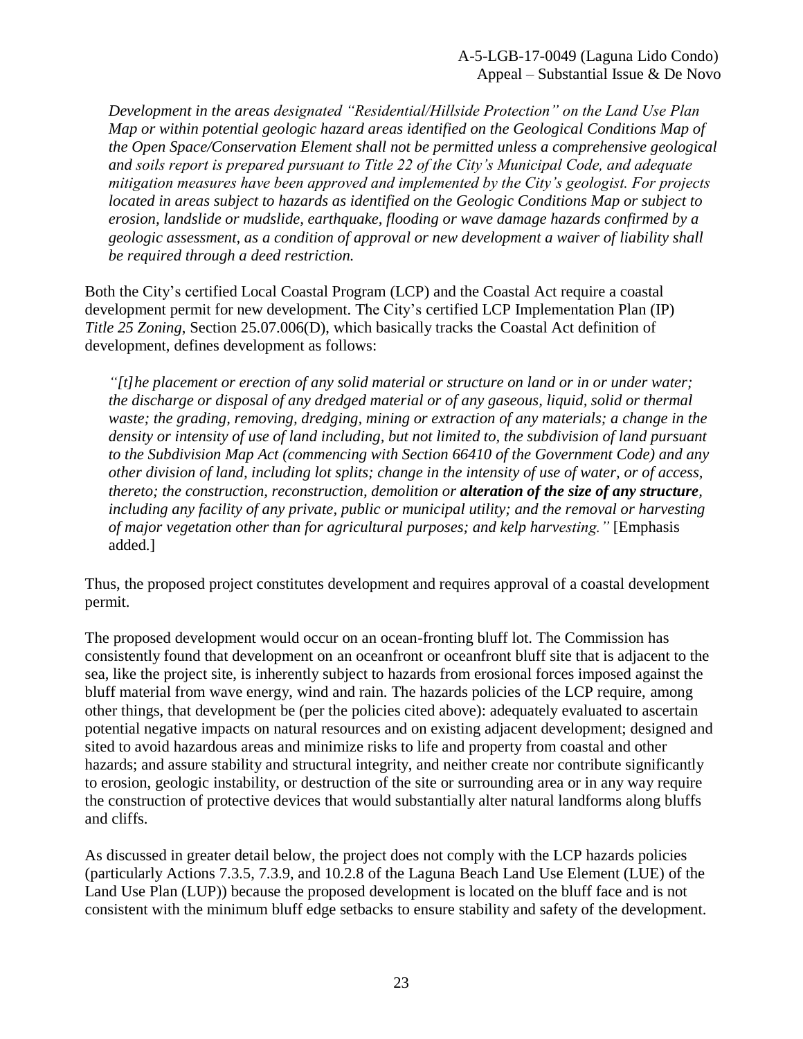*Development in the areas designated "Residential/Hillside Protection" on the Land Use Plan Map or within potential geologic hazard areas identified on the Geological Conditions Map of the Open Space/Conservation Element shall not be permitted unless a comprehensive geological and soils report is prepared pursuant to Title 22 of the City's Municipal Code, and adequate mitigation measures have been approved and implemented by the City's geologist. For projects located in areas subject to hazards as identified on the Geologic Conditions Map or subject to erosion, landslide or mudslide, earthquake, flooding or wave damage hazards confirmed by a geologic assessment, as a condition of approval or new development a waiver of liability shall be required through a deed restriction.*

Both the City's certified Local Coastal Program (LCP) and the Coastal Act require a coastal development permit for new development. The City's certified LCP Implementation Plan (IP) *Title 25 Zoning*, Section 25.07.006(D), which basically tracks the Coastal Act definition of development, defines development as follows:

*"[t]he placement or erection of any solid material or structure on land or in or under water; the discharge or disposal of any dredged material or of any gaseous, liquid, solid or thermal waste; the grading, removing, dredging, mining or extraction of any materials; a change in the density or intensity of use of land including, but not limited to, the subdivision of land pursuant to the Subdivision Map Act (commencing with Section 66410 of the Government Code) and any other division of land, including lot splits; change in the intensity of use of water, or of access, thereto; the construction, reconstruction, demolition or* ***alteration of the size of any structure****, including any facility of any private, public or municipal utility; and the removal or harvesting of major vegetation other than for agricultural purposes; and kelp harvesting."* [Emphasis added.]

Thus, the proposed project constitutes development and requires approval of a coastal development permit.

The proposed development would occur on an ocean-fronting bluff lot. The Commission has consistently found that development on an oceanfront or oceanfront bluff site that is adjacent to the sea, like the project site, is inherently subject to hazards from erosional forces imposed against the bluff material from wave energy, wind and rain. The hazards policies of the LCP require, among other things, that development be (per the policies cited above): adequately evaluated to ascertain potential negative impacts on natural resources and on existing adjacent development; designed and sited to avoid hazardous areas and minimize risks to life and property from coastal and other hazards; and assure stability and structural integrity, and neither create nor contribute significantly to erosion, geologic instability, or destruction of the site or surrounding area or in any way require the construction of protective devices that would substantially alter natural landforms along bluffs and cliffs.

As discussed in greater detail below, the project does not comply with the LCP hazards policies (particularly Actions 7.3.5, 7.3.9, and 10.2.8 of the Laguna Beach Land Use Element (LUE) of the Land Use Plan (LUP)) because the proposed development is located on the bluff face and is not consistent with the minimum bluff edge setbacks to ensure stability and safety of the development.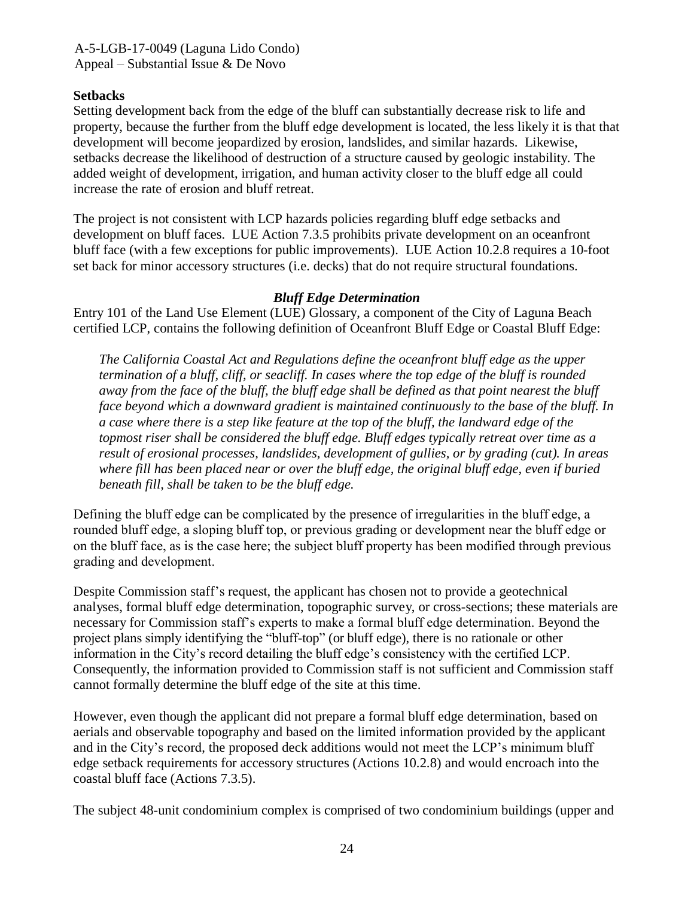## Setbacks

Setting development back from the edge of the bluff can substantially decrease risk to life and property, because the further from the bluff edge development is located, the less likely it is that that development will become jeopardized by erosion, landslides, and similar hazards. Likewise, setbacks decrease the likelihood of destruction of a structure caused by geologic instability. The added weight of development, irrigation, and human activity closer to the bluff edge all could increase the rate of erosion and bluff retreat.

The project is not consistent with LCP hazards policies regarding bluff edge setbacks and development on bluff faces. LUE Action 7.3.5 prohibits private development on an oceanfront bluff face (with a few exceptions for public improvements). LUE Action 10.2.8 requires a 10-foot set back for minor accessory structures (i.e. decks) that do not require structural foundations.

### *Bluff Edge Determination*

Entry 101 of the Land Use Element (LUE) Glossary, a component of the City of Laguna Beach certified LCP, contains the following definition of Oceanfront Bluff Edge or Coastal Bluff Edge:

> *The California Coastal Act and Regulations define the oceanfront bluff edge as the upper termination of a bluff, cliff, or seacliff. In cases where the top edge of the bluff is rounded away from the face of the bluff, the bluff edge shall be defined as that point nearest the bluff face beyond which a downward gradient is maintained continuously to the base of the bluff. In a case where there is a step like feature at the top of the bluff, the landward edge of the topmost riser shall be considered the bluff edge. Bluff edges typically retreat over time as a result of erosional processes, landslides, development of gullies, or by grading (cut). In areas where fill has been placed near or over the bluff edge, the original bluff edge, even if buried beneath fill, shall be taken to be the bluff edge.*

Defining the bluff edge can be complicated by the presence of irregularities in the bluff edge, a rounded bluff edge, a sloping bluff top, or previous grading or development near the bluff edge or on the bluff face, as is the case here; the subject bluff property has been modified through previous grading and development.

Despite Commission staff's request, the applicant has chosen not to provide a geotechnical analyses, formal bluff edge determination, topographic survey, or cross-sections; these materials are necessary for Commission staff's experts to make a formal bluff edge determination. Beyond the project plans simply identifying the "bluff-top" (or bluff edge), there is no rationale or other information in the City's record detailing the bluff edge's consistency with the certified LCP. Consequently, the information provided to Commission staff is not sufficient and Commission staff cannot formally determine the bluff edge of the site at this time.

However, even though the applicant did not prepare a formal bluff edge determination, based on aerials and observable topography and based on the limited information provided by the applicant and in the City's record, the proposed deck additions would not meet the LCP's minimum bluff edge setback requirements for accessory structures (Actions 10.2.8) and would encroach into the coastal bluff face (Actions 7.3.5).

The subject 48-unit condominium complex is comprised of two condominium buildings (upper and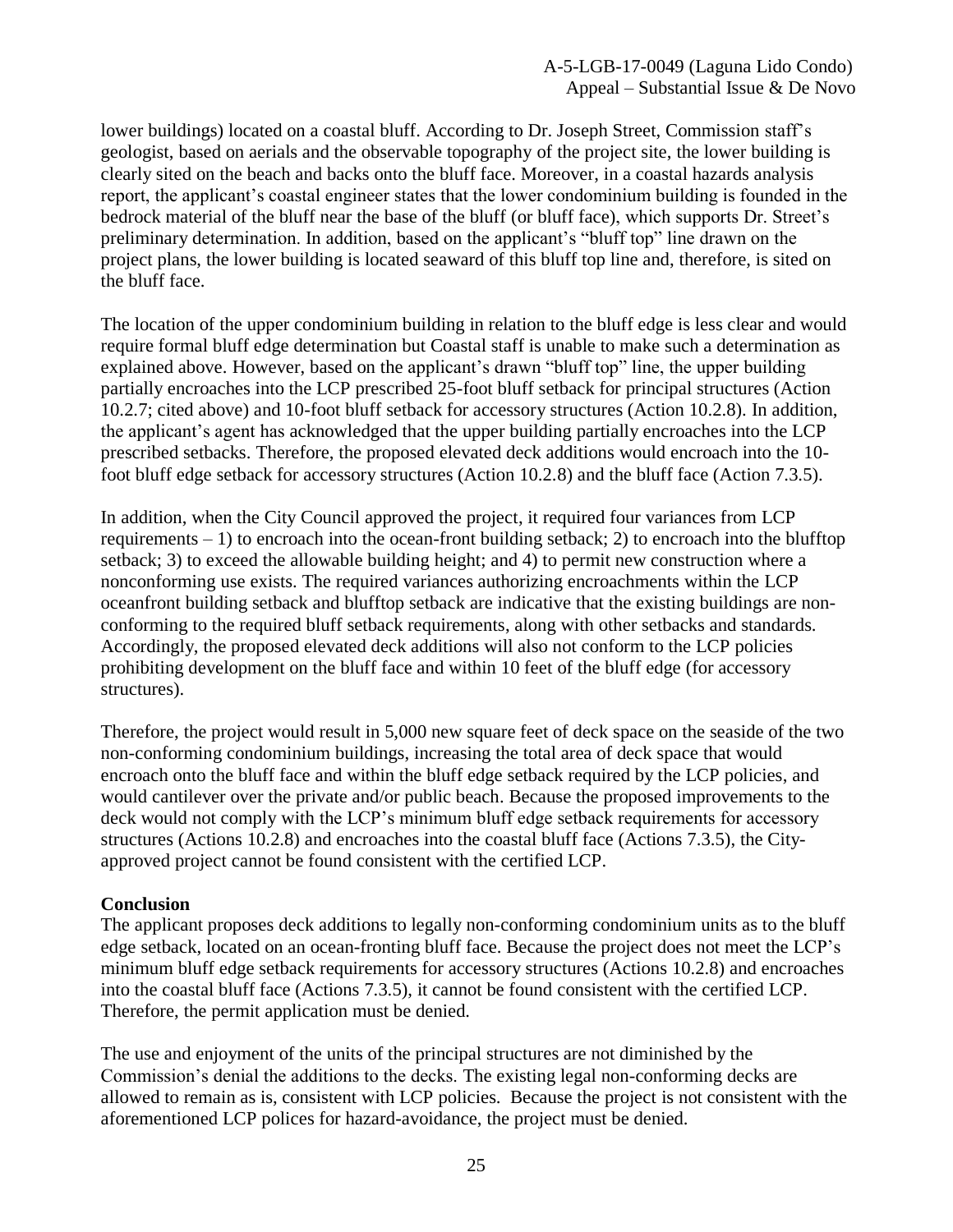lower buildings) located on a coastal bluff. According to Dr. Joseph Street, Commission staff's geologist, based on aerials and the observable topography of the project site, the lower building is clearly sited on the beach and backs onto the bluff face. Moreover, in a coastal hazards analysis report, the applicant's coastal engineer states that the lower condominium building is founded in the bedrock material of the bluff near the base of the bluff (or bluff face), which supports Dr. Street's preliminary determination. In addition, based on the applicant's "bluff top" line drawn on the project plans, the lower building is located seaward of this bluff top line and, therefore, is sited on the bluff face.

The location of the upper condominium building in relation to the bluff edge is less clear and would require formal bluff edge determination but Coastal staff is unable to make such a determination as explained above. However, based on the applicant's drawn "bluff top" line, the upper building partially encroaches into the LCP prescribed 25-foot bluff setback for principal structures (Action 10.2.7; cited above) and 10-foot bluff setback for accessory structures (Action 10.2.8). In addition, the applicant's agent has acknowledged that the upper building partially encroaches into the LCP prescribed setbacks. Therefore, the proposed elevated deck additions would encroach into the 10-foot bluff edge setback for accessory structures (Action 10.2.8) and the bluff face (Action 7.3.5).

In addition, when the City Council approved the project, it required four variances from LCP requirements – 1) to encroach into the ocean-front building setback; 2) to encroach into the blufftop setback; 3) to exceed the allowable building height; and 4) to permit new construction where a nonconforming use exists. The required variances authorizing encroachments within the LCP oceanfront building setback and blufftop setback are indicative that the existing buildings are non-conforming to the required bluff setback requirements, along with other setbacks and standards. Accordingly, the proposed elevated deck additions will also not conform to the LCP policies prohibiting development on the bluff face and within 10 feet of the bluff edge (for accessory structures).

Therefore, the project would result in 5,000 new square feet of deck space on the seaside of the two non-conforming condominium buildings, increasing the total area of deck space that would encroach onto the bluff face and within the bluff edge setback required by the LCP policies, and would cantilever over the private and/or public beach. Because the proposed improvements to the deck would not comply with the LCP's minimum bluff edge setback requirements for accessory structures (Actions 10.2.8) and encroaches into the coastal bluff face (Actions 7.3.5), the City-approved project cannot be found consistent with the certified LCP.

**Conclusion**

The applicant proposes deck additions to legally non-conforming condominium units as to the bluff edge setback, located on an ocean-fronting bluff face. Because the project does not meet the LCP's minimum bluff edge setback requirements for accessory structures (Actions 10.2.8) and encroaches into the coastal bluff face (Actions 7.3.5), it cannot be found consistent with the certified LCP. Therefore, the permit application must be denied.

The use and enjoyment of the units of the principal structures are not diminished by the Commission's denial the additions to the decks. The existing legal non-conforming decks are allowed to remain as is, consistent with LCP policies. Because the project is not consistent with the aforementioned LCP polices for hazard-avoidance, the project must be denied.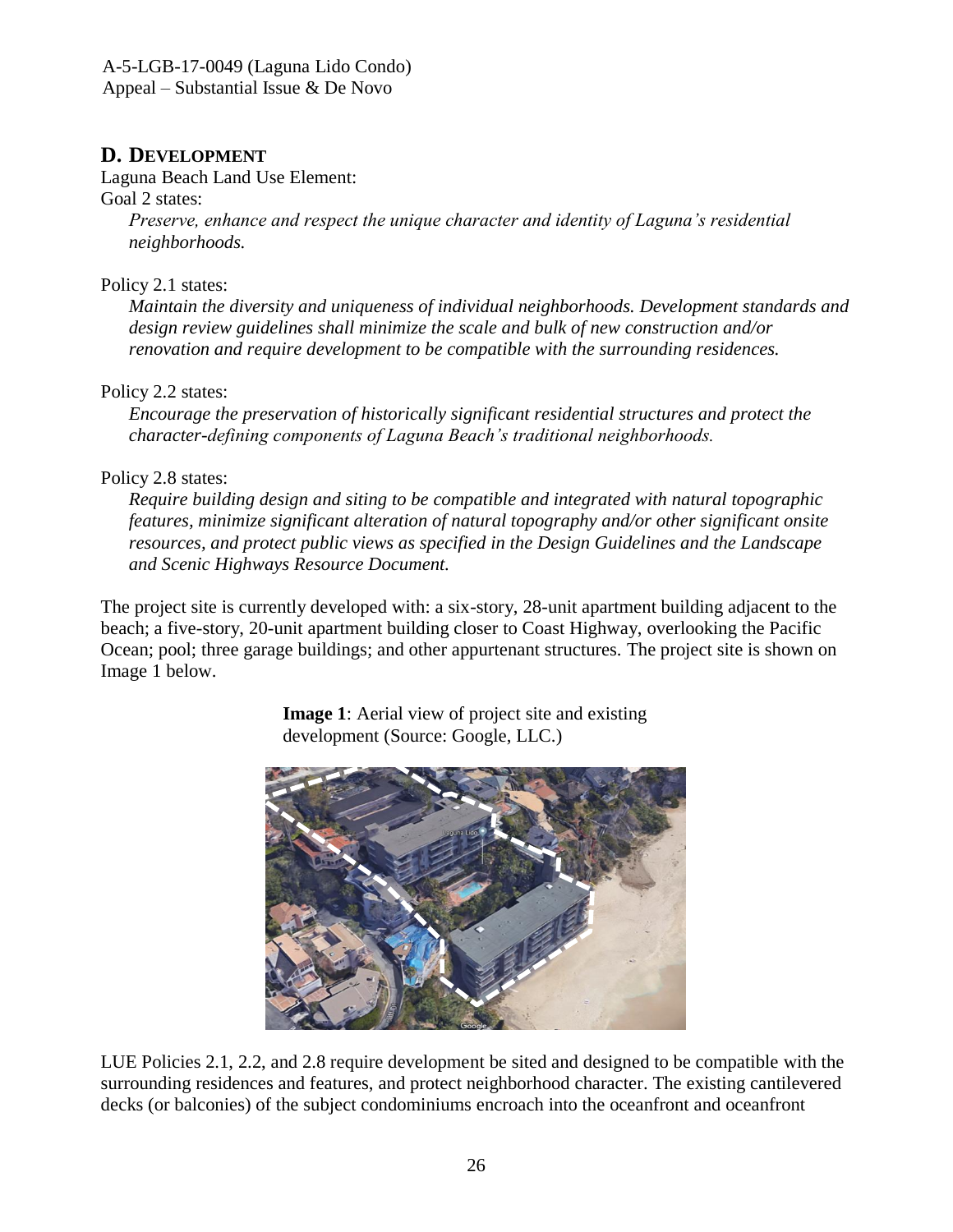## D. DEVELOPMENT

Laguna Beach Land Use Element:

Goal 2 states:

*Preserve, enhance and respect the unique character and identity of Laguna's residential neighborhoods.*

Policy 2.1 states:

*Maintain the diversity and uniqueness of individual neighborhoods. Development standards and design review guidelines shall minimize the scale and bulk of new construction and/or renovation and require development to be compatible with the surrounding residences.*

Policy 2.2 states:

*Encourage the preservation of historically significant residential structures and protect the character-defining components of Laguna Beach's traditional neighborhoods.*

Policy 2.8 states:

*Require building design and siting to be compatible and integrated with natural topographic features, minimize significant alteration of natural topography and/or other significant onsite resources, and protect public views as specified in the Design Guidelines and the Landscape and Scenic Highways Resource Document.*

The project site is currently developed with: a six-story, 28-unit apartment building adjacent to the beach; a five-story, 20-unit apartment building closer to Coast Highway, overlooking the Pacific Ocean; pool; three garage buildings; and other appurtenant structures. The project site is shown on Image 1 below.

**Image 1**: Aerial view of project site and existing development (Source: Google, LLC.)

LUE Policies 2.1, 2.2, and 2.8 require development be sited and designed to be compatible with the surrounding residences and features, and protect neighborhood character. The existing cantilevered decks (or balconies) of the subject condominiums encroach into the oceanfront and oceanfront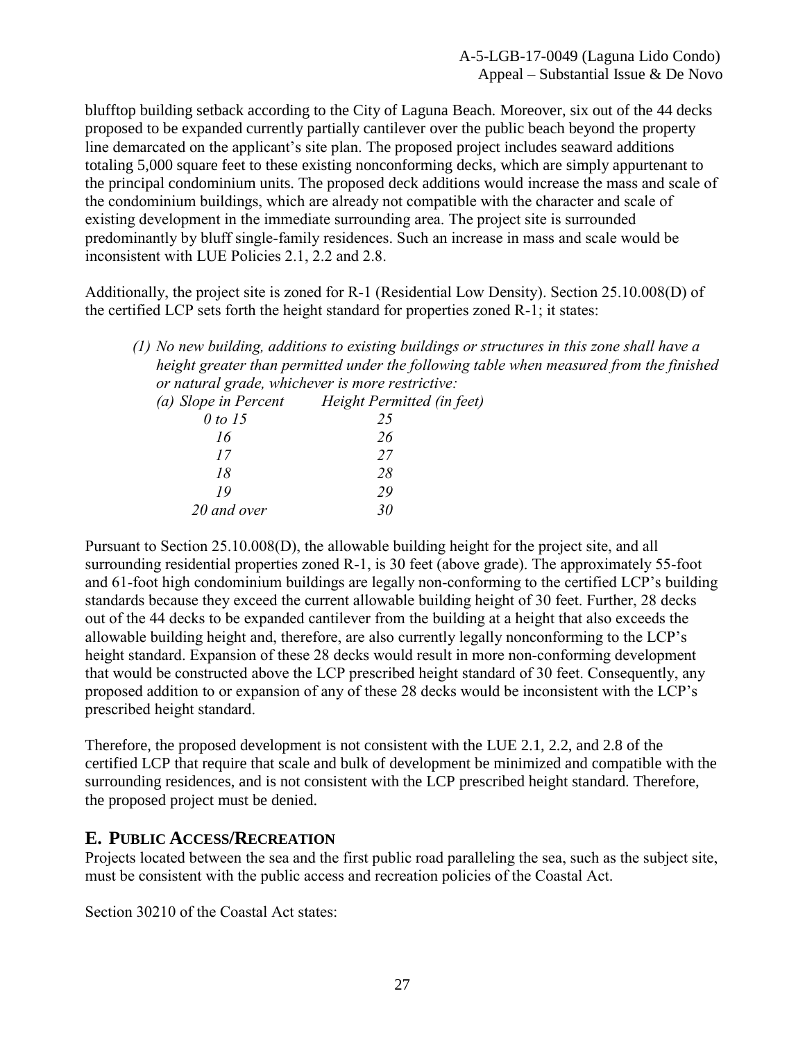blufftop building setback according to the City of Laguna Beach. Moreover, six out of the 44 decks proposed to be expanded currently partially cantilever over the public beach beyond the property line demarcated on the applicant's site plan. The proposed project includes seaward additions totaling 5,000 square feet to these existing nonconforming decks, which are simply appurtenant to the principal condominium units. The proposed deck additions would increase the mass and scale of the condominium buildings, which are already not compatible with the character and scale of existing development in the immediate surrounding area. The project site is surrounded predominantly by bluff single-family residences. Such an increase in mass and scale would be inconsistent with LUE Policies 2.1, 2.2 and 2.8.

Additionally, the project site is zoned for R-1 (Residential Low Density). Section 25.10.008(D) of the certified LCP sets forth the height standard for properties zoned R-1; it states:

> *(1) No new building, additions to existing buildings or structures in this zone shall have a height greater than permitted under the following table when measured from the finished or natural grade, whichever is more restrictive:*

| *(a) Slope in Percent* | *Height Permitted (in feet)* |
|---|---|
| *0 to 15* | *25* |
| *16* | *26* |
| *17* | *27* |
| *18* | *28* |
| *19* | *29* |
| *20 and over* | *30* |

Pursuant to Section 25.10.008(D), the allowable building height for the project site, and all surrounding residential properties zoned R-1, is 30 feet (above grade). The approximately 55-foot and 61-foot high condominium buildings are legally non-conforming to the certified LCP's building standards because they exceed the current allowable building height of 30 feet. Further, 28 decks out of the 44 decks to be expanded cantilever from the building at a height that also exceeds the allowable building height and, therefore, are also currently legally nonconforming to the LCP's height standard. Expansion of these 28 decks would result in more non-conforming development that would be constructed above the LCP prescribed height standard of 30 feet. Consequently, any proposed addition to or expansion of any of these 28 decks would be inconsistent with the LCP's prescribed height standard.

Therefore, the proposed development is not consistent with the LUE 2.1, 2.2, and 2.8 of the certified LCP that require that scale and bulk of development be minimized and compatible with the surrounding residences, and is not consistent with the LCP prescribed height standard. Therefore, the proposed project must be denied.

## E. Public Access/Recreation

Projects located between the sea and the first public road paralleling the sea, such as the subject site, must be consistent with the public access and recreation policies of the Coastal Act.

Section 30210 of the Coastal Act states: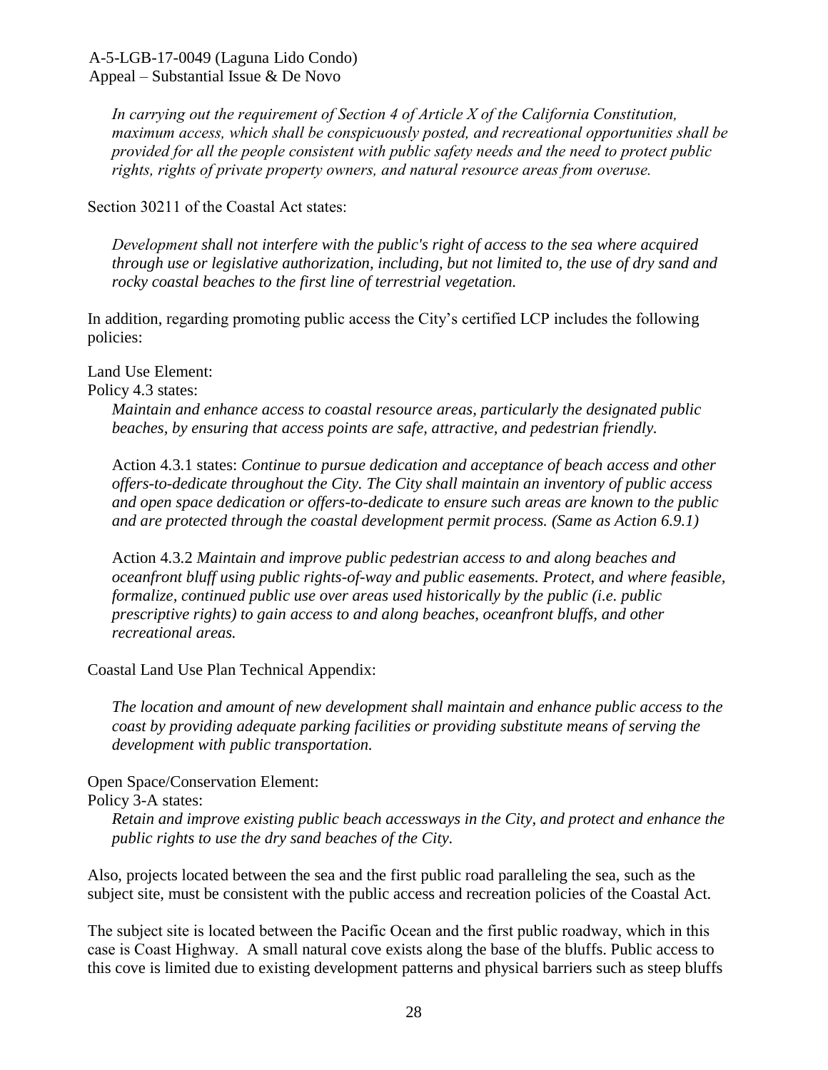*In carrying out the requirement of Section 4 of Article X of the California Constitution, maximum access, which shall be conspicuously posted, and recreational opportunities shall be provided for all the people consistent with public safety needs and the need to protect public rights, rights of private property owners, and natural resource areas from overuse.*

Section 30211 of the Coastal Act states:

> *Development shall not interfere with the public's right of access to the sea where acquired through use or legislative authorization, including, but not limited to, the use of dry sand and rocky coastal beaches to the first line of terrestrial vegetation.*

In addition, regarding promoting public access the City's certified LCP includes the following policies:

Land Use Element:
Policy 4.3 states:

> *Maintain and enhance access to coastal resource areas, particularly the designated public beaches, by ensuring that access points are safe, attractive, and pedestrian friendly.*
>
> Action 4.3.1 states: *Continue to pursue dedication and acceptance of beach access and other offers-to-dedicate throughout the City. The City shall maintain an inventory of public access and open space dedication or offers-to-dedicate to ensure such areas are known to the public and are protected through the coastal development permit process. (Same as Action 6.9.1)*
>
> Action 4.3.2 *Maintain and improve public pedestrian access to and along beaches and oceanfront bluff using public rights-of-way and public easements. Protect, and where feasible, formalize, continued public use over areas used historically by the public (i.e. public prescriptive rights) to gain access to and along beaches, oceanfront bluffs, and other recreational areas.*

Coastal Land Use Plan Technical Appendix:

> *The location and amount of new development shall maintain and enhance public access to the coast by providing adequate parking facilities or providing substitute means of serving the development with public transportation.*

Open Space/Conservation Element:
Policy 3-A states:

> *Retain and improve existing public beach accessways in the City, and protect and enhance the public rights to use the dry sand beaches of the City.*

Also, projects located between the sea and the first public road paralleling the sea, such as the subject site, must be consistent with the public access and recreation policies of the Coastal Act.

The subject site is located between the Pacific Ocean and the first public roadway, which in this case is Coast Highway. A small natural cove exists along the base of the bluffs. Public access to this cove is limited due to existing development patterns and physical barriers such as steep bluffs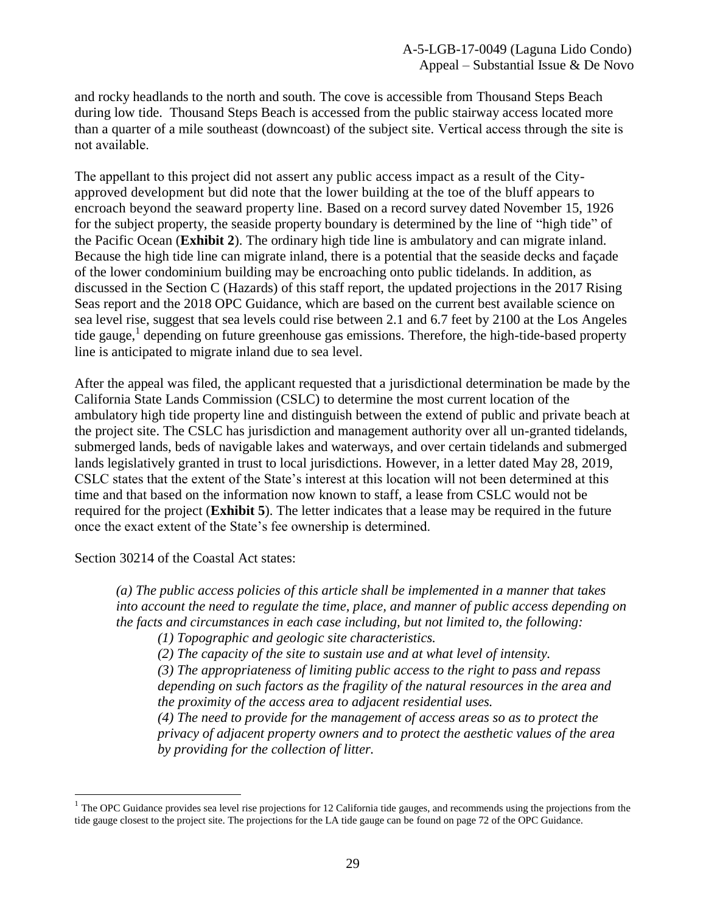and rocky headlands to the north and south. The cove is accessible from Thousand Steps Beach during low tide. Thousand Steps Beach is accessed from the public stairway access located more than a quarter of a mile southeast (downcoast) of the subject site. Vertical access through the site is not available.

The appellant to this project did not assert any public access impact as a result of the City-approved development but did note that the lower building at the toe of the bluff appears to encroach beyond the seaward property line. Based on a record survey dated November 15, 1926 for the subject property, the seaside property boundary is determined by the line of "high tide" of the Pacific Ocean (**Exhibit 2**). The ordinary high tide line is ambulatory and can migrate inland. Because the high tide line can migrate inland, there is a potential that the seaside decks and façade of the lower condominium building may be encroaching onto public tidelands. In addition, as discussed in the Section C (Hazards) of this staff report, the updated projections in the 2017 Rising Seas report and the 2018 OPC Guidance, which are based on the current best available science on sea level rise, suggest that sea levels could rise between 2.1 and 6.7 feet by 2100 at the Los Angeles tide gauge,[1] depending on future greenhouse gas emissions. Therefore, the high-tide-based property line is anticipated to migrate inland due to sea level.

After the appeal was filed, the applicant requested that a jurisdictional determination be made by the California State Lands Commission (CSLC) to determine the most current location of the ambulatory high tide property line and distinguish between the extend of public and private beach at the project site. The CSLC has jurisdiction and management authority over all un-granted tidelands, submerged lands, beds of navigable lakes and waterways, and over certain tidelands and submerged lands legislatively granted in trust to local jurisdictions. However, in a letter dated May 28, 2019, CSLC states that the extent of the State's interest at this location will not been determined at this time and that based on the information now known to staff, a lease from CSLC would not be required for the project (**Exhibit 5**). The letter indicates that a lease may be required in the future once the exact extent of the State's fee ownership is determined.

Section 30214 of the Coastal Act states:

> *(a) The public access policies of this article shall be implemented in a manner that takes into account the need to regulate the time, place, and manner of public access depending on the facts and circumstances in each case including, but not limited to, the following:*
>
> > *(1) Topographic and geologic site characteristics.*
> >
> > *(2) The capacity of the site to sustain use and at what level of intensity.*
> >
> > *(3) The appropriateness of limiting public access to the right to pass and repass depending on such factors as the fragility of the natural resources in the area and the proximity of the access area to adjacent residential uses.*
> >
> > *(4) The need to provide for the management of access areas so as to protect the privacy of adjacent property owners and to protect the aesthetic values of the area by providing for the collection of litter.*

---

[1] The OPC Guidance provides sea level rise projections for 12 California tide gauges, and recommends using the projections from the tide gauge closest to the project site. The projections for the LA tide gauge can be found on page 72 of the OPC Guidance.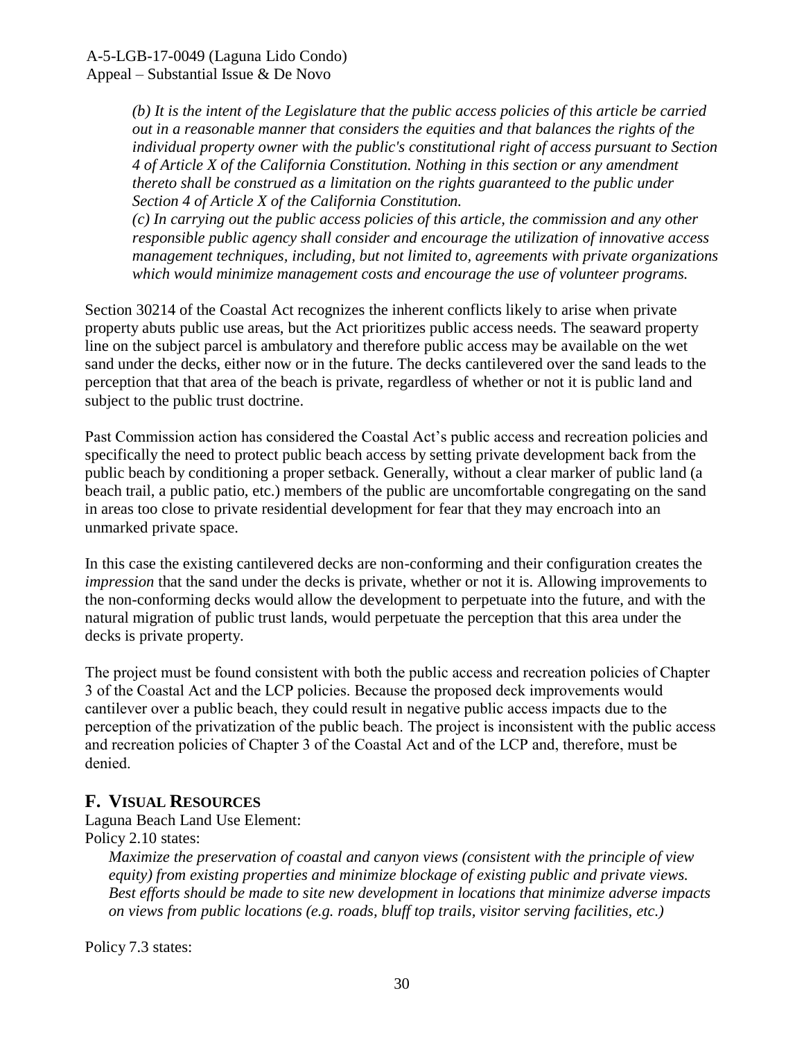*(b) It is the intent of the Legislature that the public access policies of this article be carried out in a reasonable manner that considers the equities and that balances the rights of the individual property owner with the public's constitutional right of access pursuant to Section 4 of Article X of the California Constitution. Nothing in this section or any amendment thereto shall be construed as a limitation on the rights guaranteed to the public under Section 4 of Article X of the California Constitution.*

*(c) In carrying out the public access policies of this article, the commission and any other responsible public agency shall consider and encourage the utilization of innovative access management techniques, including, but not limited to, agreements with private organizations which would minimize management costs and encourage the use of volunteer programs.*

Section 30214 of the Coastal Act recognizes the inherent conflicts likely to arise when private property abuts public use areas, but the Act prioritizes public access needs. The seaward property line on the subject parcel is ambulatory and therefore public access may be available on the wet sand under the decks, either now or in the future. The decks cantilevered over the sand leads to the perception that that area of the beach is private, regardless of whether or not it is public land and subject to the public trust doctrine.

Past Commission action has considered the Coastal Act's public access and recreation policies and specifically the need to protect public beach access by setting private development back from the public beach by conditioning a proper setback. Generally, without a clear marker of public land (a beach trail, a public patio, etc.) members of the public are uncomfortable congregating on the sand in areas too close to private residential development for fear that they may encroach into an unmarked private space.

In this case the existing cantilevered decks are non-conforming and their configuration creates the *impression* that the sand under the decks is private, whether or not it is. Allowing improvements to the non-conforming decks would allow the development to perpetuate into the future, and with the natural migration of public trust lands, would perpetuate the perception that this area under the decks is private property.

The project must be found consistent with both the public access and recreation policies of Chapter 3 of the Coastal Act and the LCP policies. Because the proposed deck improvements would cantilever over a public beach, they could result in negative public access impacts due to the perception of the privatization of the public beach. The project is inconsistent with the public access and recreation policies of Chapter 3 of the Coastal Act and of the LCP and, therefore, must be denied.

## F. VISUAL RESOURCES

Laguna Beach Land Use Element:

Policy 2.10 states:

*Maximize the preservation of coastal and canyon views (consistent with the principle of view equity) from existing properties and minimize blockage of existing public and private views. Best efforts should be made to site new development in locations that minimize adverse impacts on views from public locations (e.g. roads, bluff top trails, visitor serving facilities, etc.)*

Policy 7.3 states: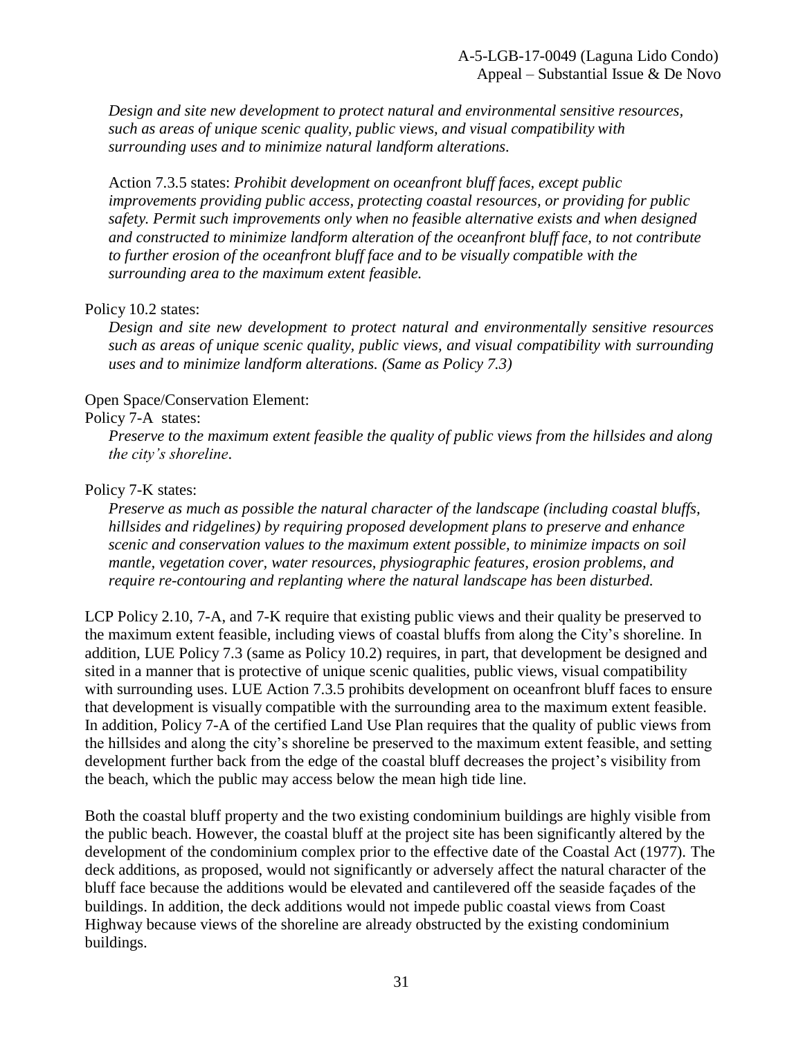*Design and site new development to protect natural and environmental sensitive resources, such as areas of unique scenic quality, public views, and visual compatibility with surrounding uses and to minimize natural landform alterations.*

Action 7.3.5 states: *Prohibit development on oceanfront bluff faces, except public improvements providing public access, protecting coastal resources, or providing for public safety. Permit such improvements only when no feasible alternative exists and when designed and constructed to minimize landform alteration of the oceanfront bluff face, to not contribute to further erosion of the oceanfront bluff face and to be visually compatible with the surrounding area to the maximum extent feasible.*

Policy 10.2 states:

*Design and site new development to protect natural and environmentally sensitive resources such as areas of unique scenic quality, public views, and visual compatibility with surrounding uses and to minimize landform alterations. (Same as Policy 7.3)*

Open Space/Conservation Element:

Policy 7-A states:

*Preserve to the maximum extent feasible the quality of public views from the hillsides and along the city's shoreline.*

Policy 7-K states:

*Preserve as much as possible the natural character of the landscape (including coastal bluffs, hillsides and ridgelines) by requiring proposed development plans to preserve and enhance scenic and conservation values to the maximum extent possible, to minimize impacts on soil mantle, vegetation cover, water resources, physiographic features, erosion problems, and require re-contouring and replanting where the natural landscape has been disturbed.*

LCP Policy 2.10, 7-A, and 7-K require that existing public views and their quality be preserved to the maximum extent feasible, including views of coastal bluffs from along the City's shoreline. In addition, LUE Policy 7.3 (same as Policy 10.2) requires, in part, that development be designed and sited in a manner that is protective of unique scenic qualities, public views, visual compatibility with surrounding uses. LUE Action 7.3.5 prohibits development on oceanfront bluff faces to ensure that development is visually compatible with the surrounding area to the maximum extent feasible. In addition, Policy 7-A of the certified Land Use Plan requires that the quality of public views from the hillsides and along the city's shoreline be preserved to the maximum extent feasible, and setting development further back from the edge of the coastal bluff decreases the project's visibility from the beach, which the public may access below the mean high tide line.

Both the coastal bluff property and the two existing condominium buildings are highly visible from the public beach. However, the coastal bluff at the project site has been significantly altered by the development of the condominium complex prior to the effective date of the Coastal Act (1977). The deck additions, as proposed, would not significantly or adversely affect the natural character of the bluff face because the additions would be elevated and cantilevered off the seaside façades of the buildings. In addition, the deck additions would not impede public coastal views from Coast Highway because views of the shoreline are already obstructed by the existing condominium buildings.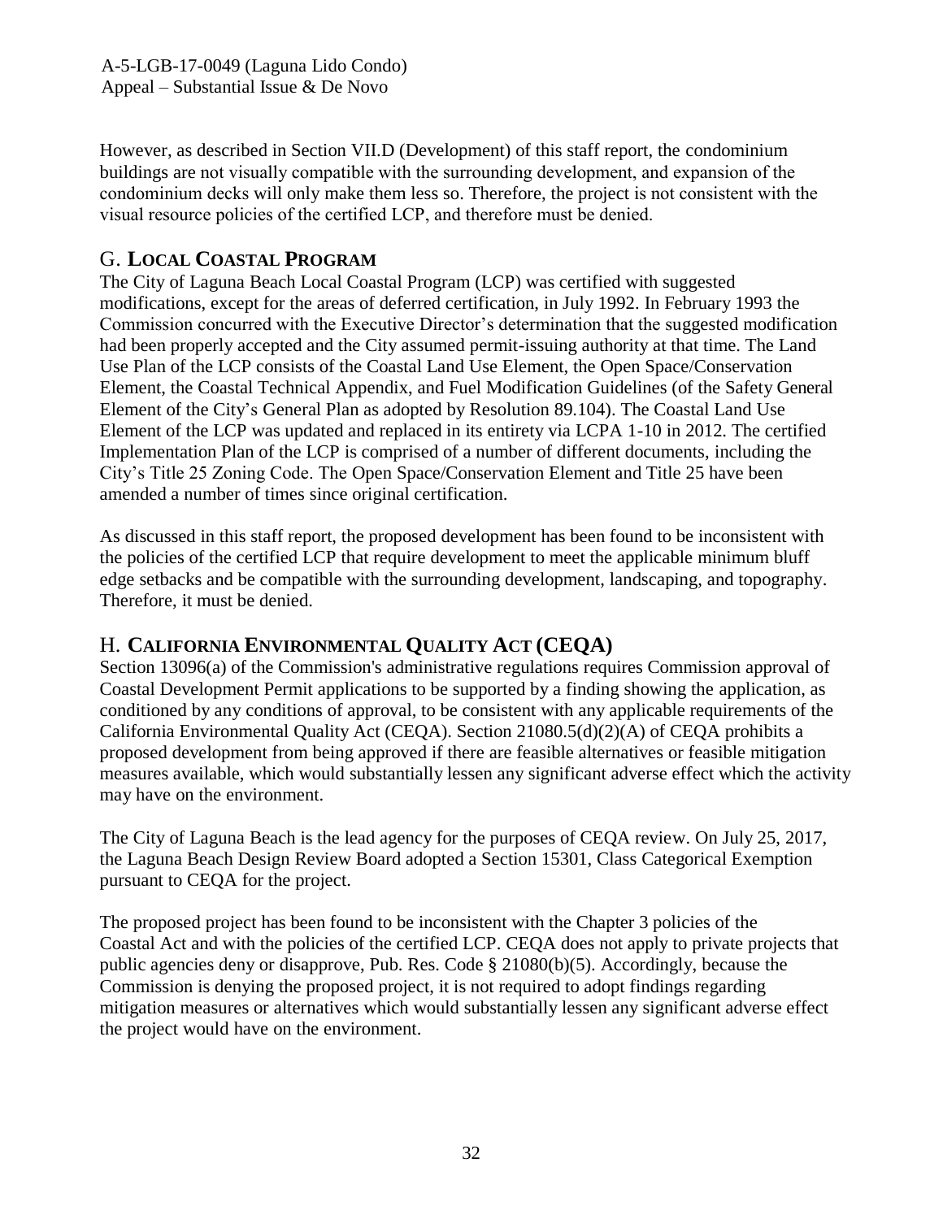However, as described in Section VII.D (Development) of this staff report, the condominium buildings are not visually compatible with the surrounding development, and expansion of the condominium decks will only make them less so. Therefore, the project is not consistent with the visual resource policies of the certified LCP, and therefore must be denied.

## G. LOCAL COASTAL PROGRAM

The City of Laguna Beach Local Coastal Program (LCP) was certified with suggested modifications, except for the areas of deferred certification, in July 1992. In February 1993 the Commission concurred with the Executive Director's determination that the suggested modification had been properly accepted and the City assumed permit-issuing authority at that time. The Land Use Plan of the LCP consists of the Coastal Land Use Element, the Open Space/Conservation Element, the Coastal Technical Appendix, and Fuel Modification Guidelines (of the Safety General Element of the City's General Plan as adopted by Resolution 89.104). The Coastal Land Use Element of the LCP was updated and replaced in its entirety via LCPA 1-10 in 2012. The certified Implementation Plan of the LCP is comprised of a number of different documents, including the City's Title 25 Zoning Code. The Open Space/Conservation Element and Title 25 have been amended a number of times since original certification.

As discussed in this staff report, the proposed development has been found to be inconsistent with the policies of the certified LCP that require development to meet the applicable minimum bluff edge setbacks and be compatible with the surrounding development, landscaping, and topography. Therefore, it must be denied.

## H. CALIFORNIA ENVIRONMENTAL QUALITY ACT (CEQA)

Section 13096(a) of the Commission's administrative regulations requires Commission approval of Coastal Development Permit applications to be supported by a finding showing the application, as conditioned by any conditions of approval, to be consistent with any applicable requirements of the California Environmental Quality Act (CEQA). Section 21080.5(d)(2)(A) of CEQA prohibits a proposed development from being approved if there are feasible alternatives or feasible mitigation measures available, which would substantially lessen any significant adverse effect which the activity may have on the environment.

The City of Laguna Beach is the lead agency for the purposes of CEQA review. On July 25, 2017, the Laguna Beach Design Review Board adopted a Section 15301, Class Categorical Exemption pursuant to CEQA for the project.

The proposed project has been found to be inconsistent with the Chapter 3 policies of the Coastal Act and with the policies of the certified LCP. CEQA does not apply to private projects that public agencies deny or disapprove, Pub. Res. Code § 21080(b)(5). Accordingly, because the Commission is denying the proposed project, it is not required to adopt findings regarding mitigation measures or alternatives which would substantially lessen any significant adverse effect the project would have on the environment.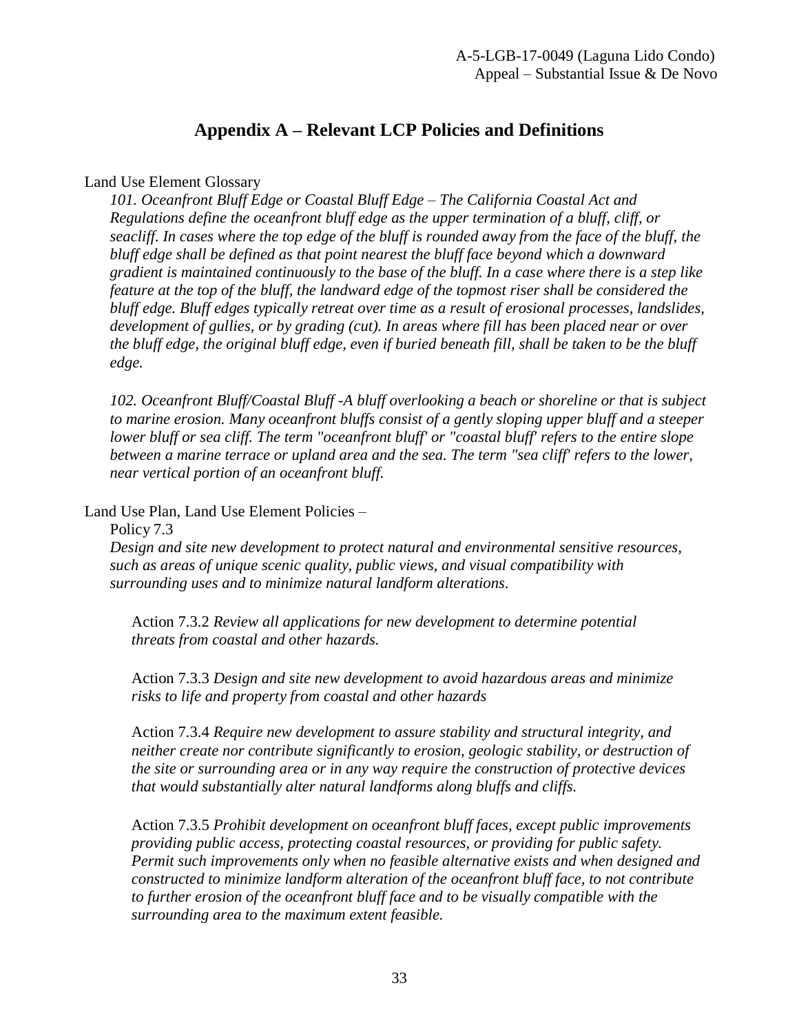## Appendix A – Relevant LCP Policies and Definitions

Land Use Element Glossary

*101. Oceanfront Bluff Edge or Coastal Bluff Edge – The California Coastal Act and Regulations define the oceanfront bluff edge as the upper termination of a bluff, cliff, or seacliff. In cases where the top edge of the bluff is rounded away from the face of the bluff, the bluff edge shall be defined as that point nearest the bluff face beyond which a downward gradient is maintained continuously to the base of the bluff. In a case where there is a step like feature at the top of the bluff, the landward edge of the topmost riser shall be considered the bluff edge. Bluff edges typically retreat over time as a result of erosional processes, landslides, development of gullies, or by grading (cut). In areas where fill has been placed near or over the bluff edge, the original bluff edge, even if buried beneath fill, shall be taken to be the bluff edge.*

*102. Oceanfront Bluff/Coastal Bluff -A bluff overlooking a beach or shoreline or that is subject to marine erosion. Many oceanfront bluffs consist of a gently sloping upper bluff and a steeper lower bluff or sea cliff. The term "oceanfront bluff' or "coastal bluff' refers to the entire slope between a marine terrace or upland area and the sea. The term "sea cliff' refers to the lower, near vertical portion of an oceanfront bluff.*

Land Use Plan, Land Use Element Policies –

Policy 7.3

*Design and site new development to protect natural and environmental sensitive resources, such as areas of unique scenic quality, public views, and visual compatibility with surrounding uses and to minimize natural landform alterations.*

Action 7.3.2 *Review all applications for new development to determine potential threats from coastal and other hazards.*

Action 7.3.3 *Design and site new development to avoid hazardous areas and minimize risks to life and property from coastal and other hazards*

Action 7.3.4 *Require new development to assure stability and structural integrity, and neither create nor contribute significantly to erosion, geologic stability, or destruction of the site or surrounding area or in any way require the construction of protective devices that would substantially alter natural landforms along bluffs and cliffs.*

Action 7.3.5 *Prohibit development on oceanfront bluff faces, except public improvements providing public access, protecting coastal resources, or providing for public safety. Permit such improvements only when no feasible alternative exists and when designed and constructed to minimize landform alteration of the oceanfront bluff face, to not contribute to further erosion of the oceanfront bluff face and to be visually compatible with the surrounding area to the maximum extent feasible.*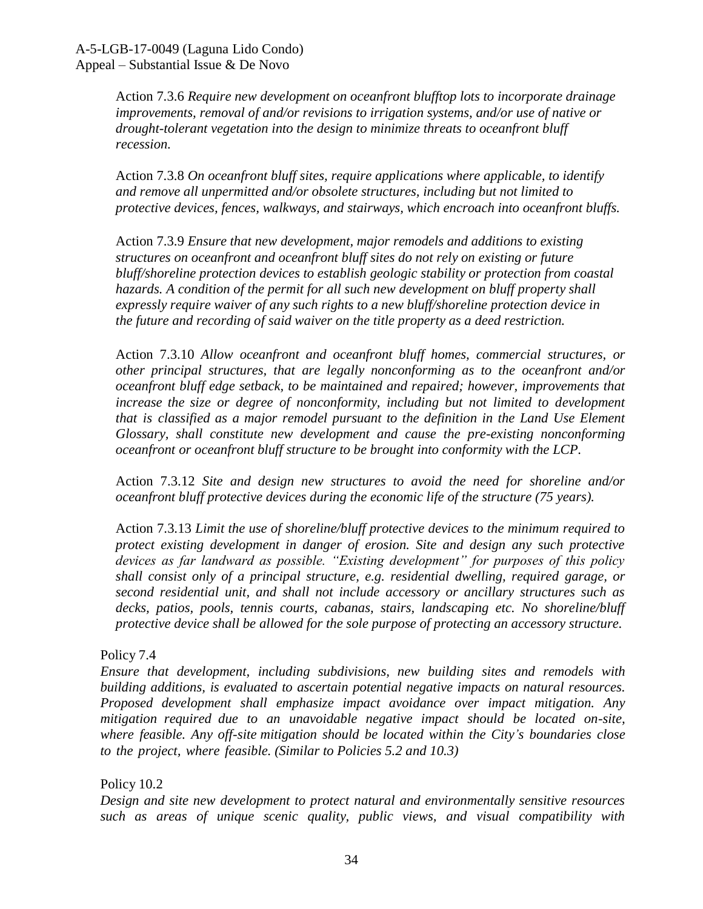Action 7.3.6 *Require new development on oceanfront blufftop lots to incorporate drainage improvements, removal of and/or revisions to irrigation systems, and/or use of native or drought-tolerant vegetation into the design to minimize threats to oceanfront bluff recession.*

Action 7.3.8 *On oceanfront bluff sites, require applications where applicable, to identify and remove all unpermitted and/or obsolete structures, including but not limited to protective devices, fences, walkways, and stairways, which encroach into oceanfront bluffs.*

Action 7.3.9 *Ensure that new development, major remodels and additions to existing structures on oceanfront and oceanfront bluff sites do not rely on existing or future bluff/shoreline protection devices to establish geologic stability or protection from coastal hazards. A condition of the permit for all such new development on bluff property shall expressly require waiver of any such rights to a new bluff/shoreline protection device in the future and recording of said waiver on the title property as a deed restriction.*

Action 7.3.10 *Allow oceanfront and oceanfront bluff homes, commercial structures, or other principal structures, that are legally nonconforming as to the oceanfront and/or oceanfront bluff edge setback, to be maintained and repaired; however, improvements that increase the size or degree of nonconformity, including but not limited to development that is classified as a major remodel pursuant to the definition in the Land Use Element Glossary, shall constitute new development and cause the pre-existing nonconforming oceanfront or oceanfront bluff structure to be brought into conformity with the LCP.*

Action 7.3.12 *Site and design new structures to avoid the need for shoreline and/or oceanfront bluff protective devices during the economic life of the structure (75 years).*

Action 7.3.13 *Limit the use of shoreline/bluff protective devices to the minimum required to protect existing development in danger of erosion. Site and design any such protective devices as far landward as possible. "Existing development" for purposes of this policy shall consist only of a principal structure, e.g. residential dwelling, required garage, or second residential unit, and shall not include accessory or ancillary structures such as decks, patios, pools, tennis courts, cabanas, stairs, landscaping etc. No shoreline/bluff protective device shall be allowed for the sole purpose of protecting an accessory structure.*

Policy 7.4

*Ensure that development, including subdivisions, new building sites and remodels with building additions, is evaluated to ascertain potential negative impacts on natural resources. Proposed development shall emphasize impact avoidance over impact mitigation. Any mitigation required due to an unavoidable negative impact should be located on-site, where feasible. Any off-site mitigation should be located within the City's boundaries close to the project, where feasible. (Similar to Policies 5.2 and 10.3)*

Policy 10.2

*Design and site new development to protect natural and environmentally sensitive resources such as areas of unique scenic quality, public views, and visual compatibility with*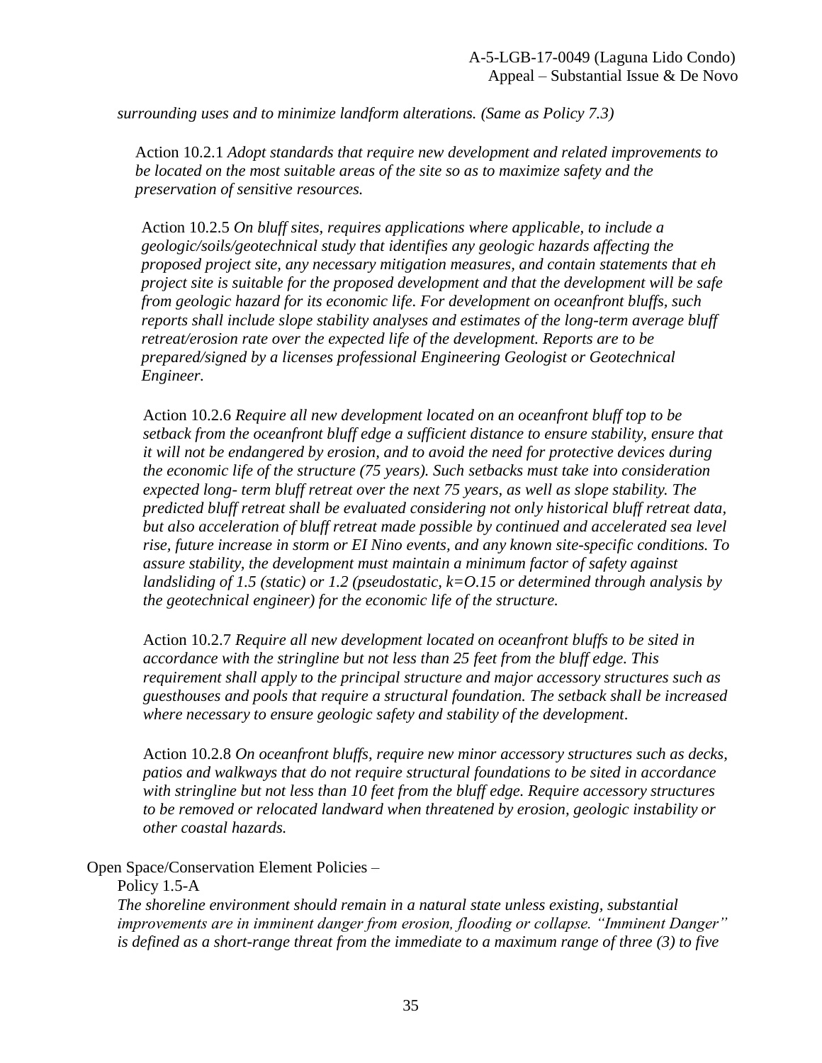*surrounding uses and to minimize landform alterations. (Same as Policy 7.3)*

Action 10.2.1 *Adopt standards that require new development and related improvements to be located on the most suitable areas of the site so as to maximize safety and the preservation of sensitive resources.*

Action 10.2.5 *On bluff sites, requires applications where applicable, to include a geologic/soils/geotechnical study that identifies any geologic hazards affecting the proposed project site, any necessary mitigation measures, and contain statements that eh project site is suitable for the proposed development and that the development will be safe from geologic hazard for its economic life. For development on oceanfront bluffs, such reports shall include slope stability analyses and estimates of the long-term average bluff retreat/erosion rate over the expected life of the development. Reports are to be prepared/signed by a licenses professional Engineering Geologist or Geotechnical Engineer.*

Action 10.2.6 *Require all new development located on an oceanfront bluff top to be setback from the oceanfront bluff edge a sufficient distance to ensure stability, ensure that it will not be endangered by erosion, and to avoid the need for protective devices during the economic life of the structure (75 years). Such setbacks must take into consideration expected long- term bluff retreat over the next 75 years, as well as slope stability. The predicted bluff retreat shall be evaluated considering not only historical bluff retreat data, but also acceleration of bluff retreat made possible by continued and accelerated sea level rise, future increase in storm or EI Nino events, and any known site-specific conditions. To assure stability, the development must maintain a minimum factor of safety against landsliding of 1.5 (static) or 1.2 (pseudostatic, k=O.15 or determined through analysis by the geotechnical engineer) for the economic life of the structure.*

Action 10.2.7 *Require all new development located on oceanfront bluffs to be sited in accordance with the stringline but not less than 25 feet from the bluff edge. This requirement shall apply to the principal structure and major accessory structures such as guesthouses and pools that require a structural foundation. The setback shall be increased where necessary to ensure geologic safety and stability of the development*.

Action 10.2.8 *On oceanfront bluffs, require new minor accessory structures such as decks, patios and walkways that do not require structural foundations to be sited in accordance with stringline but not less than 10 feet from the bluff edge. Require accessory structures to be removed or relocated landward when threatened by erosion, geologic instability or other coastal hazards.*

Open Space/Conservation Element Policies –

Policy 1.5-A

*The shoreline environment should remain in a natural state unless existing, substantial improvements are in imminent danger from erosion, flooding or collapse. "Imminent Danger" is defined as a short-range threat from the immediate to a maximum range of three (3) to five*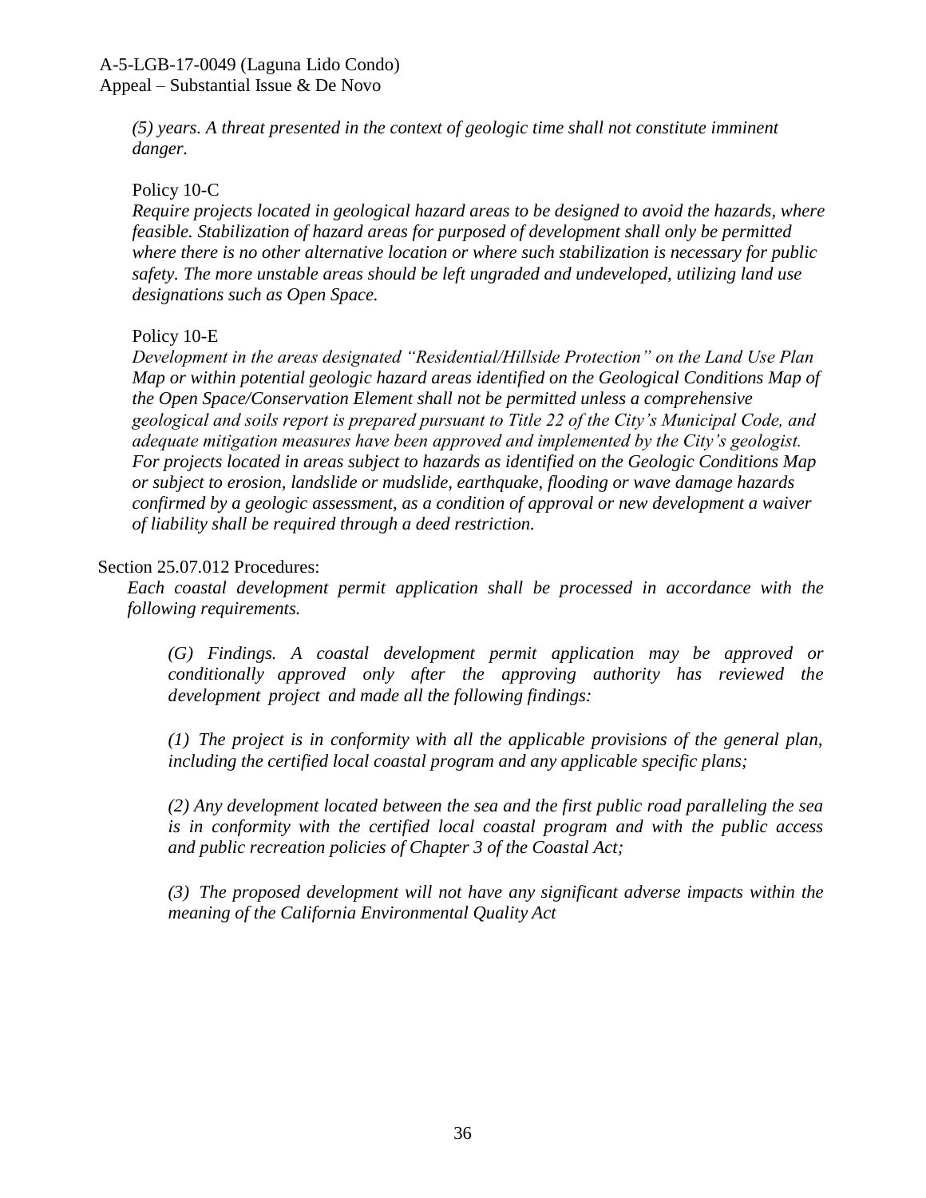*(5) years. A threat presented in the context of geologic time shall not constitute imminent danger.*

Policy 10-C

*Require projects located in geological hazard areas to be designed to avoid the hazards, where feasible. Stabilization of hazard areas for purposed of development shall only be permitted where there is no other alternative location or where such stabilization is necessary for public safety. The more unstable areas should be left ungraded and undeveloped, utilizing land use designations such as Open Space.*

Policy 10-E

*Development in the areas designated "Residential/Hillside Protection" on the Land Use Plan Map or within potential geologic hazard areas identified on the Geological Conditions Map of the Open Space/Conservation Element shall not be permitted unless a comprehensive geological and soils report is prepared pursuant to Title 22 of the City's Municipal Code, and adequate mitigation measures have been approved and implemented by the City's geologist. For projects located in areas subject to hazards as identified on the Geologic Conditions Map or subject to erosion, landslide or mudslide, earthquake, flooding or wave damage hazards confirmed by a geologic assessment, as a condition of approval or new development a waiver of liability shall be required through a deed restriction.*

Section 25.07.012 Procedures:

*Each coastal development permit application shall be processed in accordance with the following requirements.*

*(G) Findings. A coastal development permit application may be approved or conditionally approved only after the approving authority has reviewed the development project and made all the following findings:*

*(1) The project is in conformity with all the applicable provisions of the general plan, including the certified local coastal program and any applicable specific plans;*

*(2) Any development located between the sea and the first public road paralleling the sea is in conformity with the certified local coastal program and with the public access and public recreation policies of Chapter 3 of the Coastal Act;*

*(3) The proposed development will not have any significant adverse impacts within the meaning of the California Environmental Quality Act*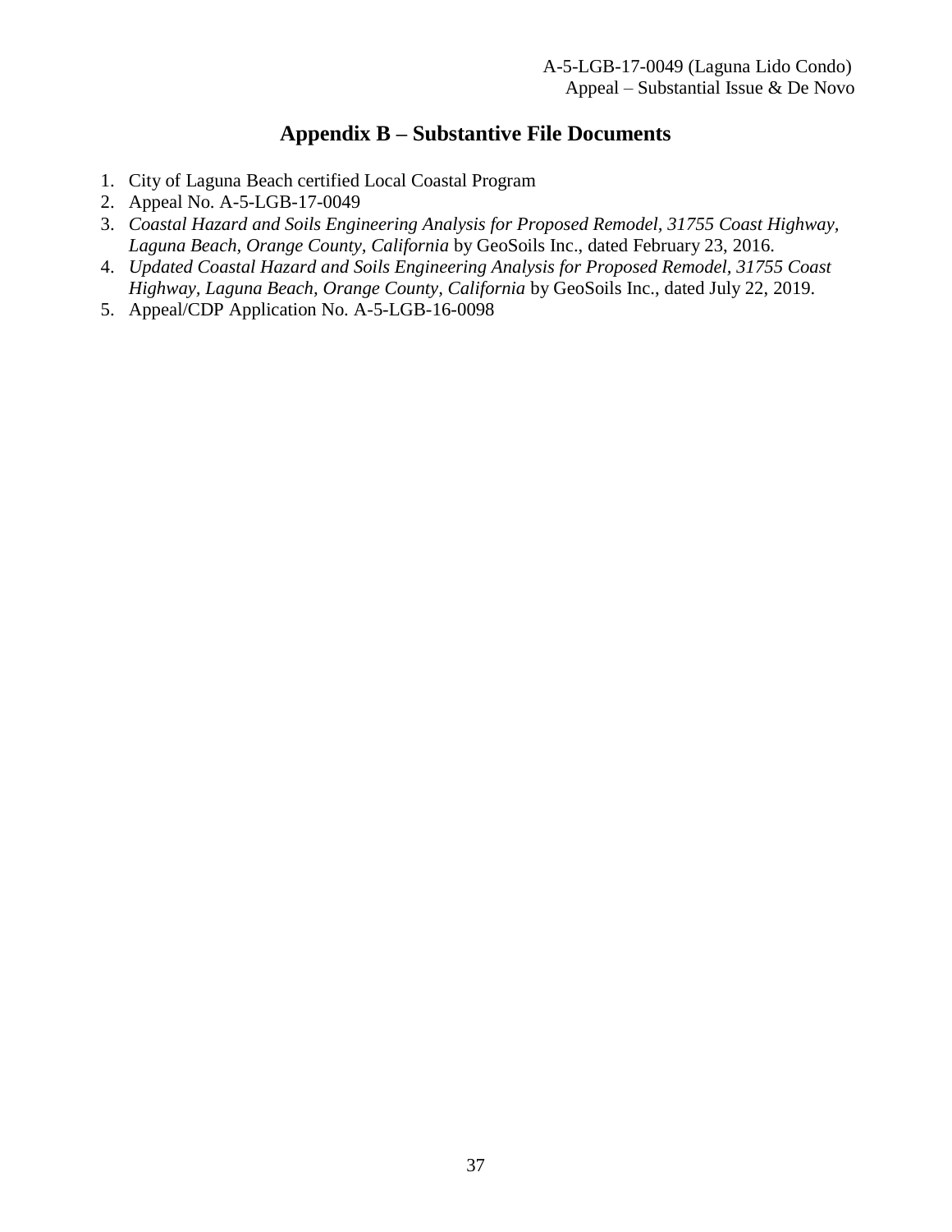# Appendix B – Substantive File Documents

1. City of Laguna Beach certified Local Coastal Program
2. Appeal No. A-5-LGB-17-0049
3. *Coastal Hazard and Soils Engineering Analysis for Proposed Remodel, 31755 Coast Highway, Laguna Beach, Orange County, California* by GeoSoils Inc., dated February 23, 2016.
4. *Updated Coastal Hazard and Soils Engineering Analysis for Proposed Remodel, 31755 Coast Highway, Laguna Beach, Orange County, California* by GeoSoils Inc., dated July 22, 2019.
5. Appeal/CDP Application No. A-5-LGB-16-0098